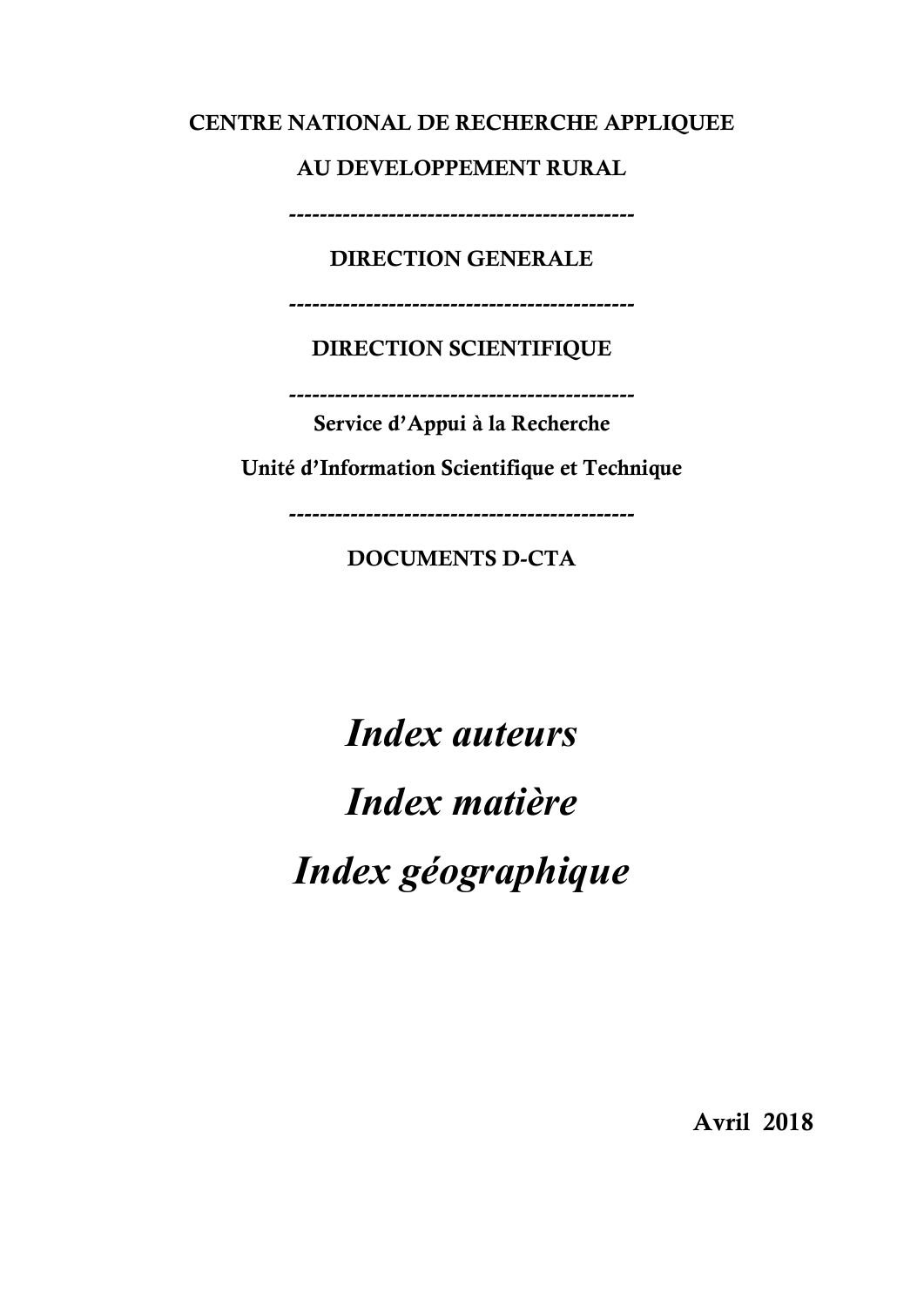**CENTRE NATIONAL DE RECHERCHE APPLIQUEE**

**AU DEVELOPPEMENT RURAL**

---

**DIRECTION GENERALE**

---

**DIRECTION SCIENTIFIQUE**

---

**Service d'Appui à la Recherche**

**Unité d'Information Scientifique et Technique**

---

**DOCUMENTS D-CTA**

# *Index auteurs*

# *Index matière*

# *Index géographique*

**Avril 2018**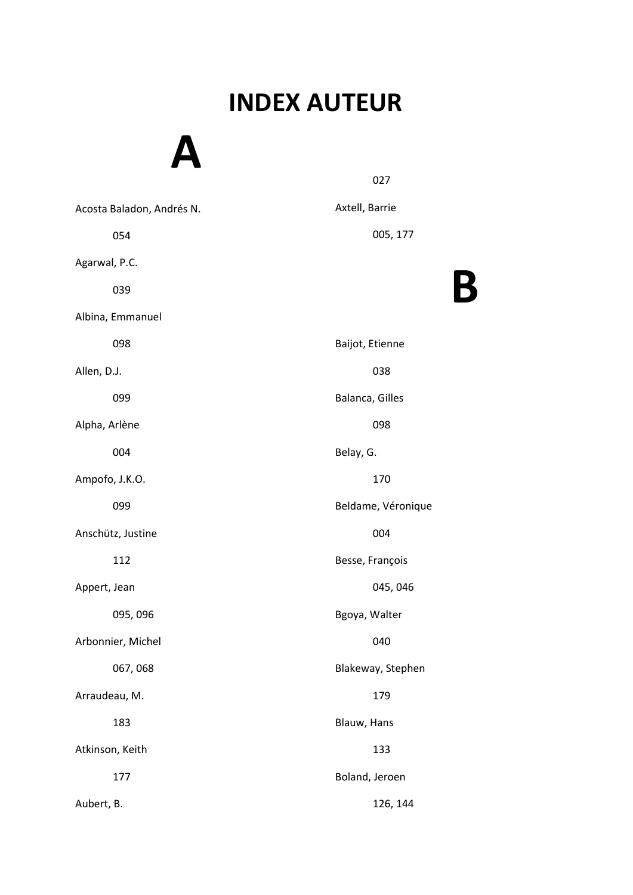# INDEX AUTEUR

## A

Acosta Baladon, Andrés N.

054

Agarwal, P.C.

039

Albina, Emmanuel

098

Allen, D.J.

099

Alpha, Arlène

004

Ampofo, J.K.O.

099

Anschütz, Justine

112

Appert, Jean

095, 096

Arbonnier, Michel

067, 068

Arraudeau, M.

183

Atkinson, Keith

177

Aubert, B.

027

Axtell, Barrie

005, 177

## B

Baijot, Etienne

038

Balanca, Gilles

098

Belay, G.

170

Beldame, Véronique

004

Besse, François

045, 046

Bgoya, Walter

040

Blakeway, Stephen

179

Blauw, Hans

133

Boland, Jeroen

126, 144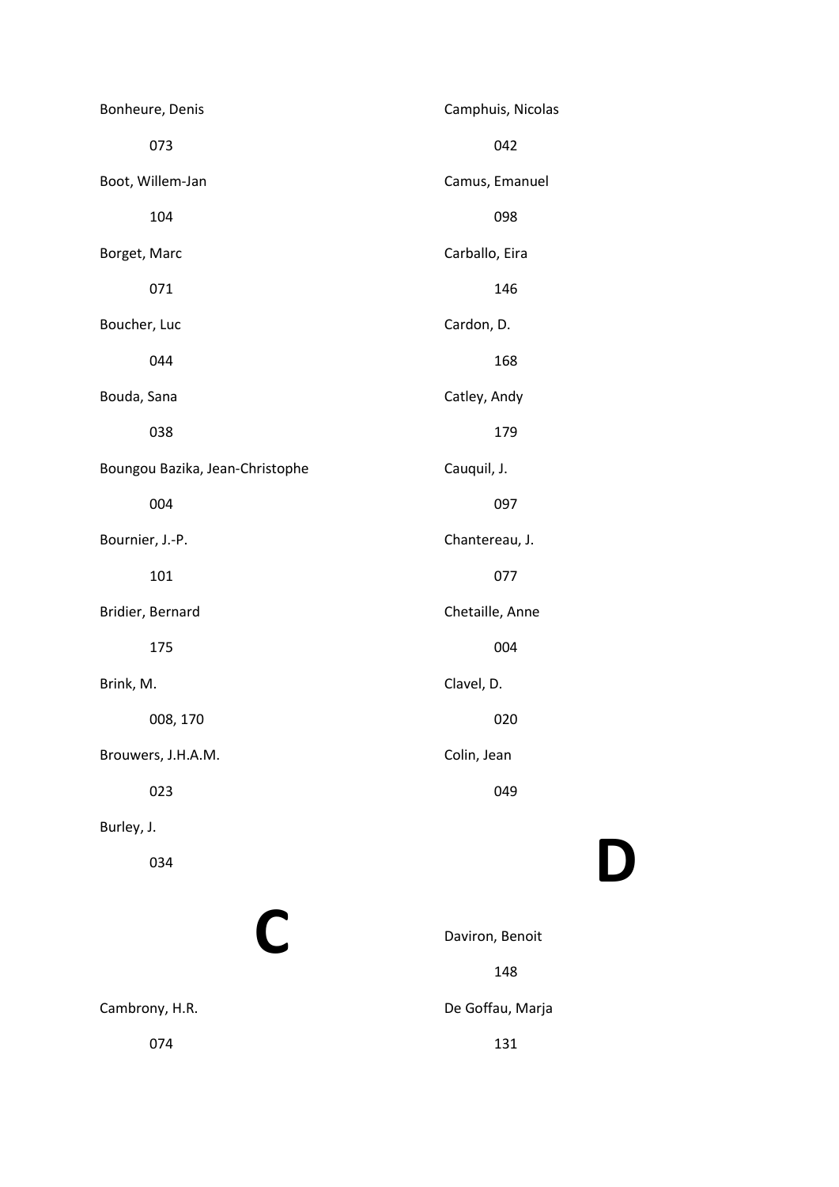Bonheure, Denis

073

Boot, Willem-Jan

104

Borget, Marc

071

Boucher, Luc

044

Bouda, Sana

038

Boungou Bazika, Jean-Christophe

004

Bournier, J.-P.

101

Bridier, Bernard

175

Brink, M.

008, 170

Brouwers, J.H.A.M.

023

Burley, J.

034

# C

Cambrony, H.R.

074

Camphuis, Nicolas

042

Camus, Emanuel

098

Carballo, Eira

146

Cardon, D.

168

Catley, Andy

179

Cauquil, J.

097

Chantereau, J.

077

Chetaille, Anne

004

Clavel, D.

020

Colin, Jean

049

# D

Daviron, Benoit

148

De Goffau, Marja

131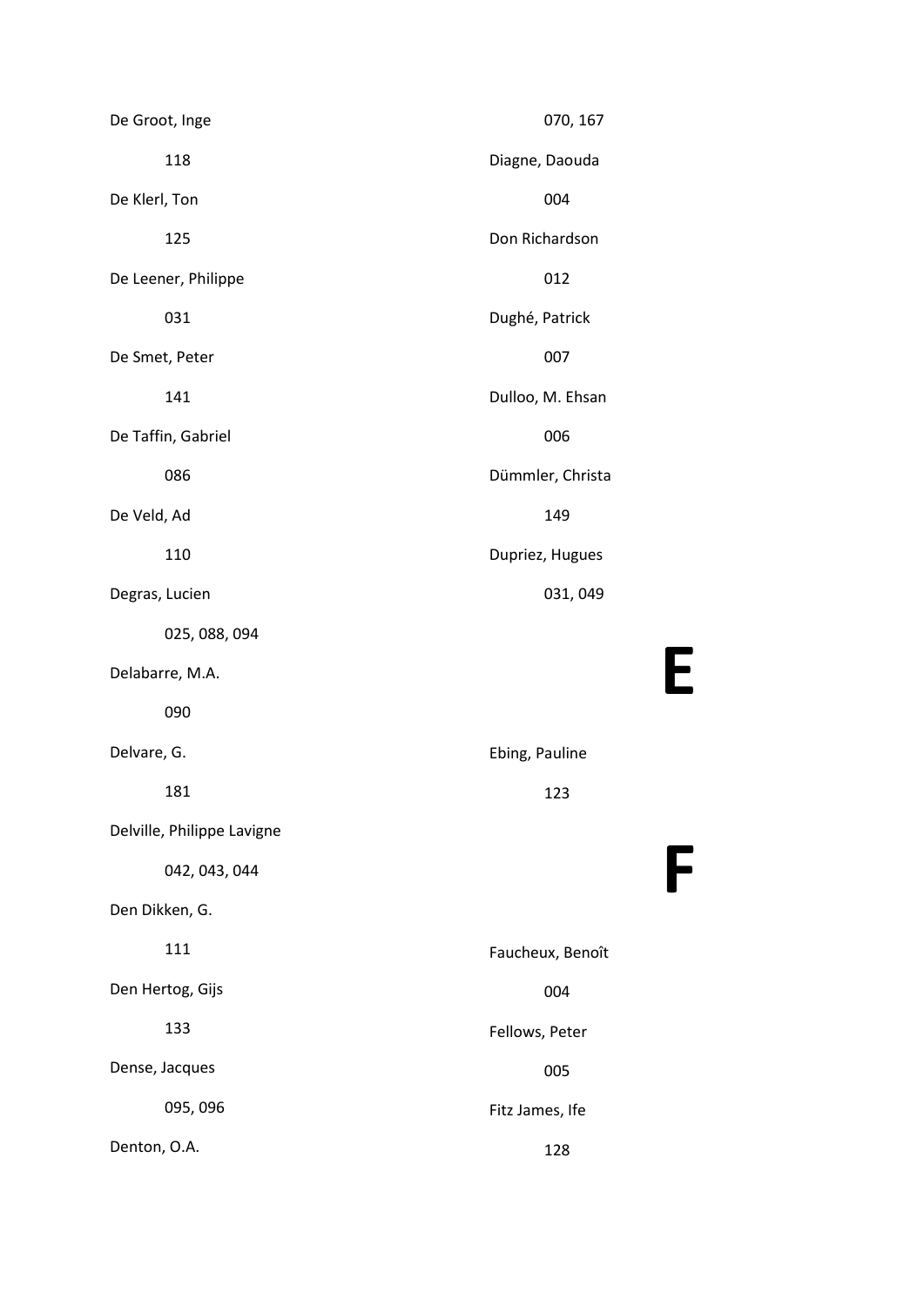De Groot, Inge

118

De Klerl, Ton

125

De Leener, Philippe

031

De Smet, Peter

141

De Taffin, Gabriel

086

De Veld, Ad

110

Degras, Lucien

025, 088, 094

Delabarre, M.A.

090

Delvare, G.

181

Delville, Philippe Lavigne

042, 043, 044

Den Dikken, G.

111

Den Hertog, Gijs

133

Dense, Jacques

095, 096

Denton, O.A.

070, 167

Diagne, Daouda

004

Don Richardson

012

Dughé, Patrick

007

Dulloo, M. Ehsan

006

Dümmler, Christa

149

Dupriez, Hugues

031, 049

# E

Ebing, Pauline

123

# F

Faucheux, Benoît

004

Fellows, Peter

005

Fitz James, Ife

128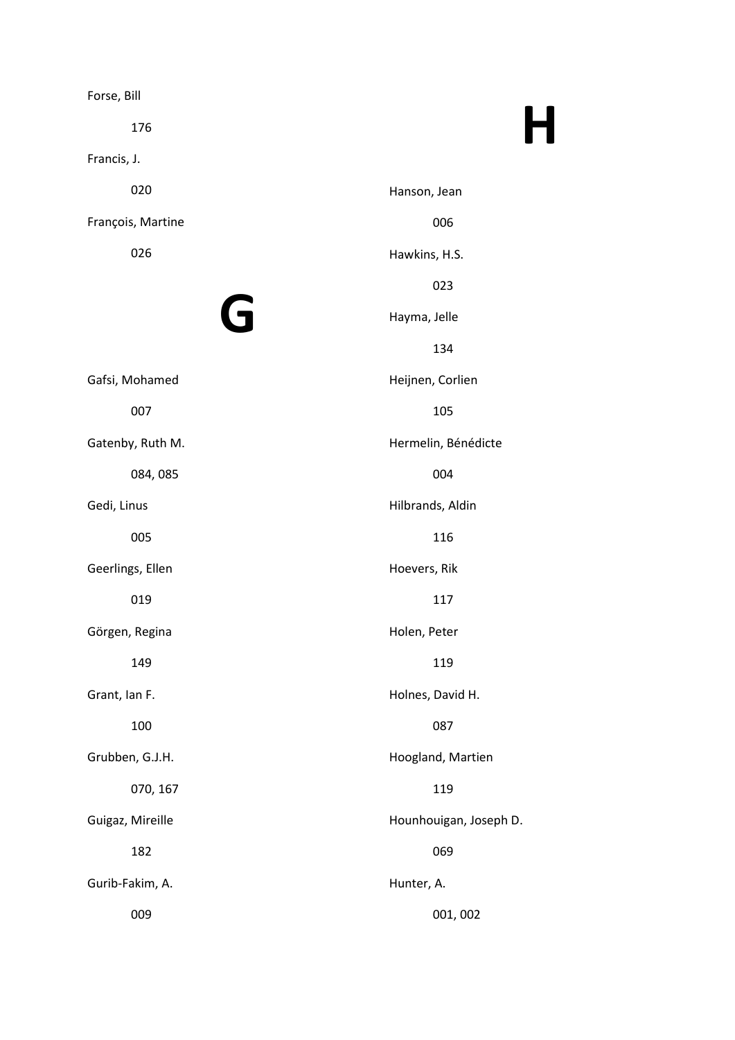Forse, Bill

176

Francis, J.

020

François, Martine

026

# G

Gafsi, Mohamed

007

Gatenby, Ruth M.

084, 085

Gedi, Linus

005

Geerlings, Ellen

019

Görgen, Regina

149

Grant, Ian F.

100

Grubben, G.J.H.

070, 167

Guigaz, Mireille

182

Gurib-Fakim, A.

009

# H

Hanson, Jean

006

Hawkins, H.S.

023

Hayma, Jelle

134

Heijnen, Corlien

105

Hermelin, Bénédicte

004

Hilbrands, Aldin

116

Hoevers, Rik

117

Holen, Peter

119

Holnes, David H.

087

Hoogland, Martien

119

Hounhouigan, Joseph D.

069

Hunter, A.

001, 002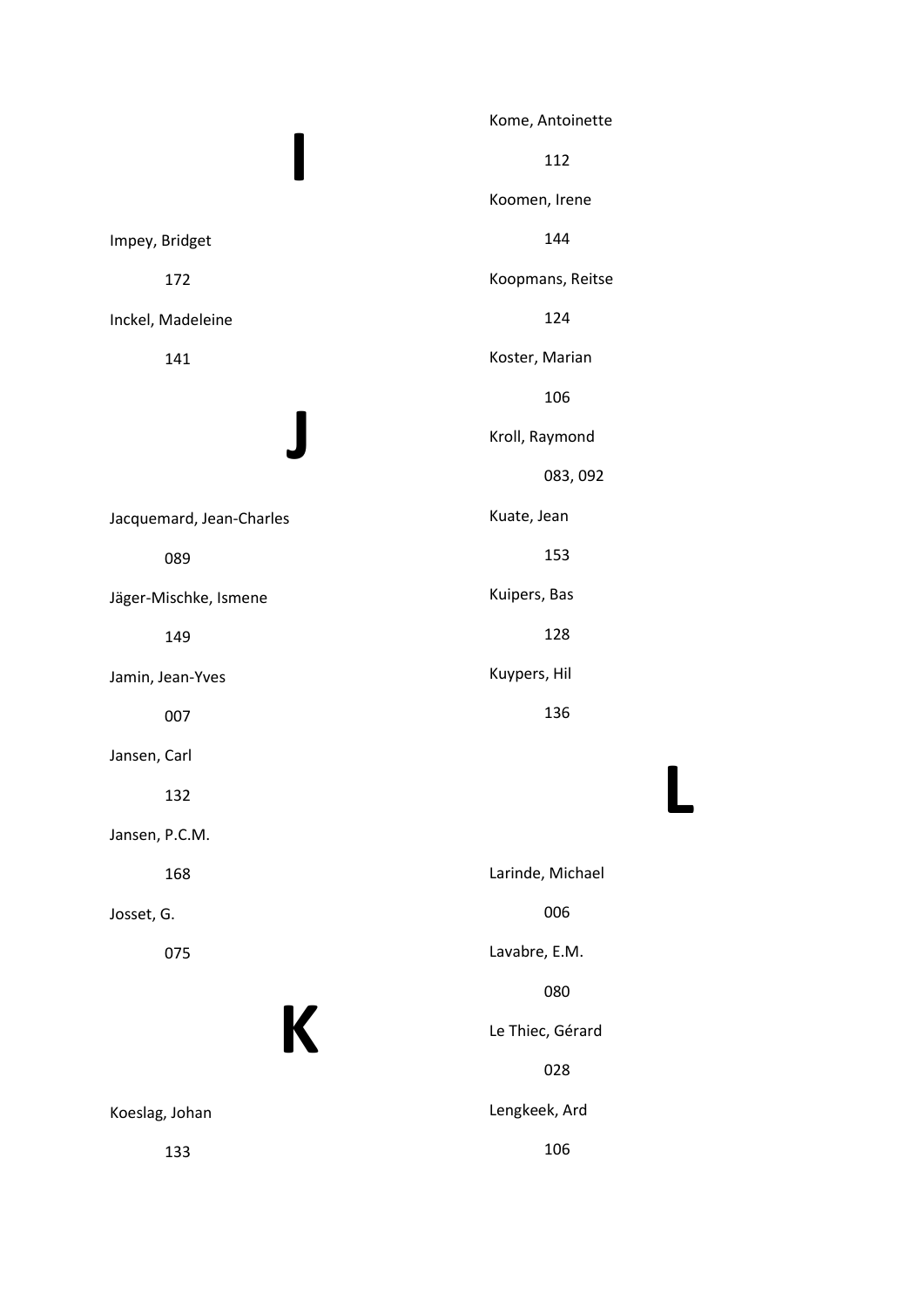# I

Impey, Bridget

172

Inckel, Madeleine

141

# J

Jacquemard, Jean-Charles

089

Jäger-Mischke, Ismene

149

Jamin, Jean-Yves

007

Jansen, Carl

132

Jansen, P.C.M.

168

Josset, G.

075

# K

Koeslag, Johan

133

Kome, Antoinette

112

Koomen, Irene

144

Koopmans, Reitse

124

Koster, Marian

106

Kroll, Raymond

083, 092

Kuate, Jean

153

Kuipers, Bas

128

Kuypers, Hil

136

# L

Larinde, Michael

006

Lavabre, E.M.

080

Le Thiec, Gérard

028

Lengkeek, Ard

106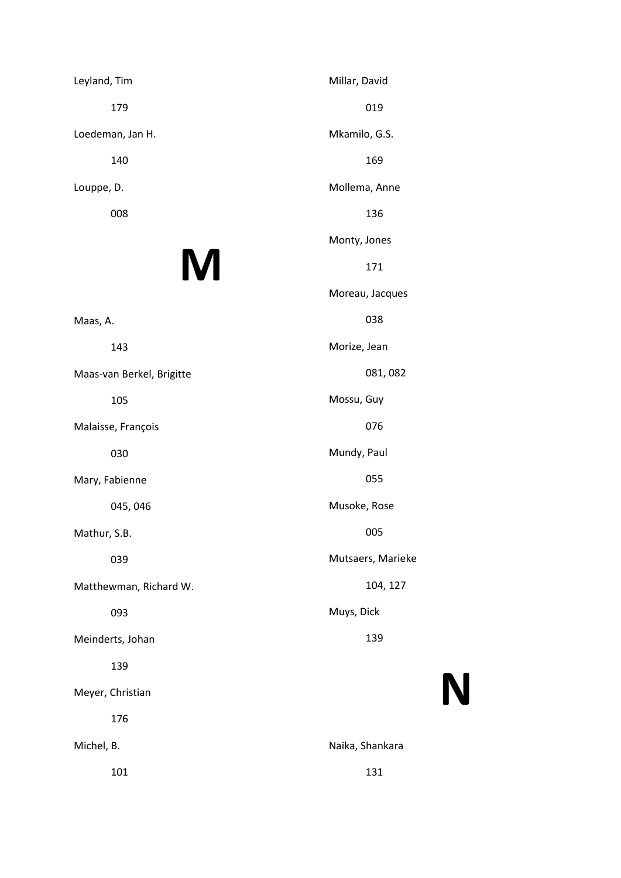Leyland, Tim

179

Loedeman, Jan H.

140

Louppe, D.

008

# M

Maas, A.

143

Maas-van Berkel, Brigitte

105

Malaisse, François

030

Mary, Fabienne

045, 046

Mathur, S.B.

039

Matthewman, Richard W.

093

Meinderts, Johan

139

Meyer, Christian

176

Michel, B.

101

Millar, David

019

Mkamilo, G.S.

169

Mollema, Anne

136

Monty, Jones

171

Moreau, Jacques

038

Morize, Jean

081, 082

Mossu, Guy

076

Mundy, Paul

055

Musoke, Rose

005

Mutsaers, Marieke

104, 127

Muys, Dick

139

# N

Naika, Shankara

131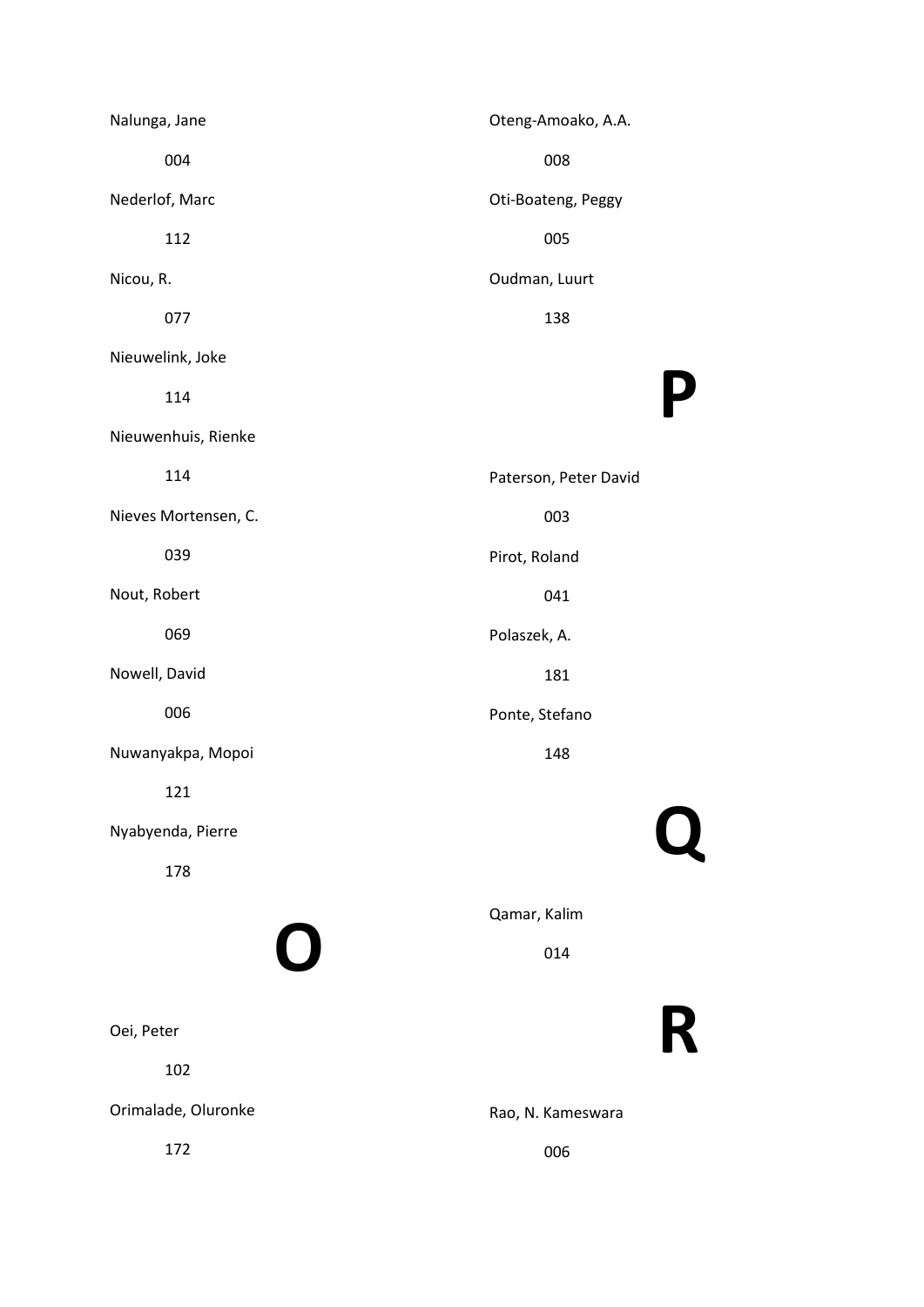Nalunga, Jane

004

Nederlof, Marc

112

Nicou, R.

077

Nieuwelink, Joke

114

Nieuwenhuis, Rienke

114

Nieves Mortensen, C.

039

Nout, Robert

069

Nowell, David

006

Nuwanyakpa, Mopoi

121

Nyabyenda, Pierre

178

# O

Oei, Peter

102

Orimalade, Oluronke

172

Oteng-Amoako, A.A.

008

Oti-Boateng, Peggy

005

Oudman, Luurt

138

# P

Paterson, Peter David

003

Pirot, Roland

041

Polaszek, A.

181

Ponte, Stefano

148

# Q

Qamar, Kalim

014

# R

Rao, N. Kameswara

006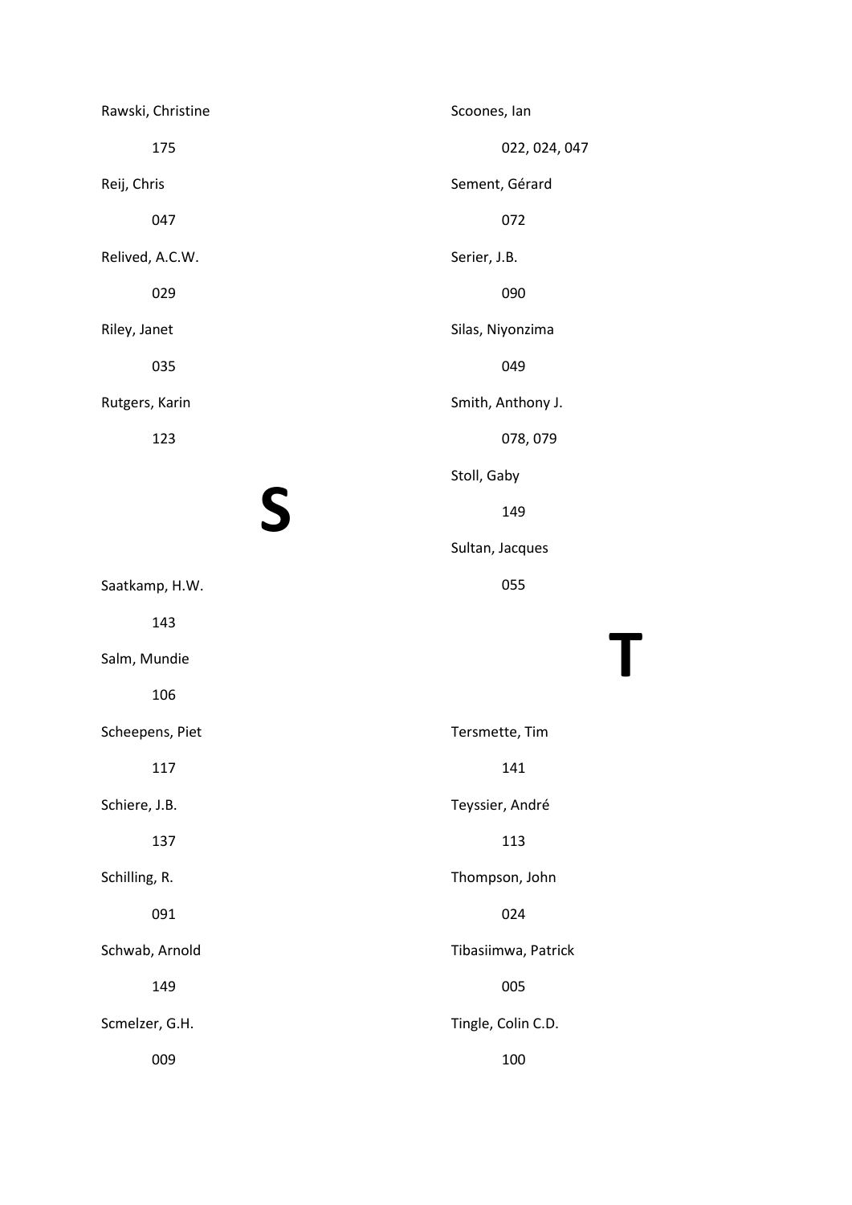Rawski, Christine

175

Reij, Chris

047

Relived, A.C.W.

029

Riley, Janet

035

Rutgers, Karin

123

# S

Saatkamp, H.W.

143

Salm, Mundie

106

Scheepens, Piet

117

Schiere, J.B.

137

Schilling, R.

091

Schwab, Arnold

149

Scmelzer, G.H.

009

Scoones, Ian

022, 024, 047

Sement, Gérard

072

Serier, J.B.

090

Silas, Niyonzima

049

Smith, Anthony J.

078, 079

Stoll, Gaby

149

Sultan, Jacques

055

# T

Tersmette, Tim

141

Teyssier, André

113

Thompson, John

024

Tibasiimwa, Patrick

005

Tingle, Colin C.D.

100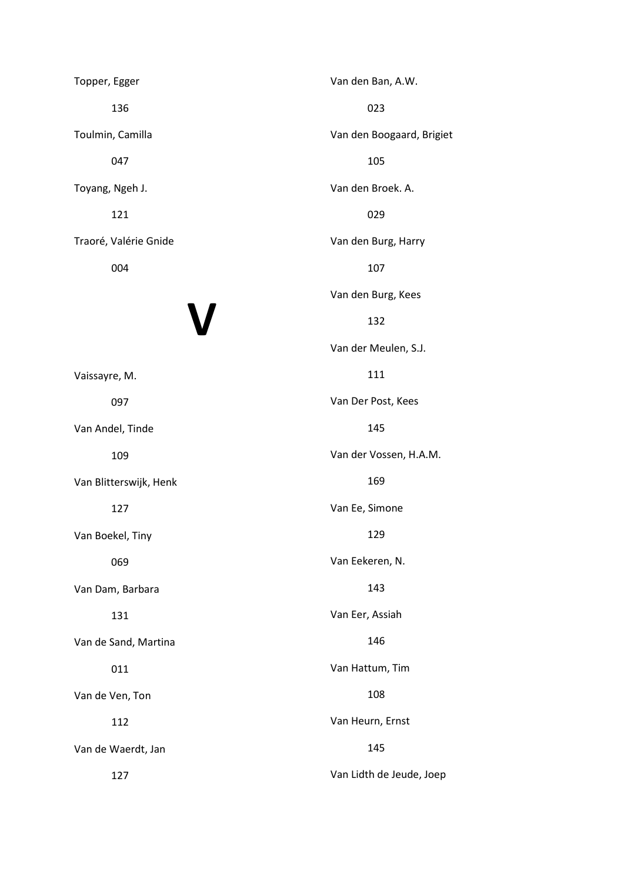Topper, Egger

136

Toulmin, Camilla

047

Toyang, Ngeh J.

121

Traoré, Valérie Gnide

004

# V

Vaissayre, M.

097

Van Andel, Tinde

109

Van Blitterswijk, Henk

127

Van Boekel, Tiny

069

Van Dam, Barbara

131

Van de Sand, Martina

011

Van de Ven, Ton

112

Van de Waerdt, Jan

127

Van den Ban, A.W.

023

Van den Boogaard, Brigiet

105

Van den Broek. A.

029

Van den Burg, Harry

107

Van den Burg, Kees

132

Van der Meulen, S.J.

111

Van Der Post, Kees

145

Van der Vossen, H.A.M.

169

Van Ee, Simone

129

Van Eekeren, N.

143

Van Eer, Assiah

146

Van Hattum, Tim

108

Van Heurn, Ernst

145

Van Lidth de Jeude, Joep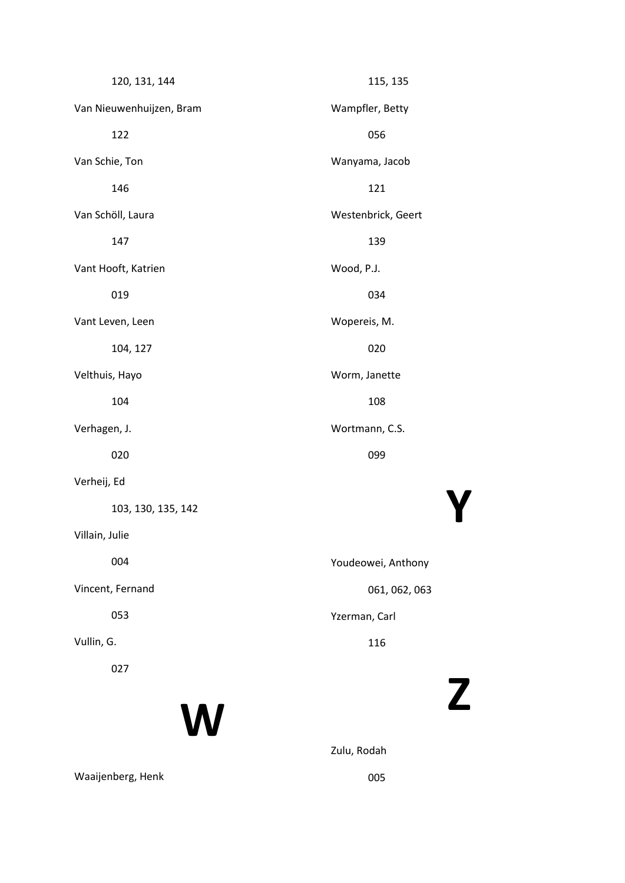120, 131, 144

Van Nieuwenhuijzen, Bram

122

Van Schie, Ton

146

Van Schöll, Laura

147

Vant Hooft, Katrien

019

Vant Leven, Leen

104, 127

Velthuis, Hayo

104

Verhagen, J.

020

Verheij, Ed

103, 130, 135, 142

Villain, Julie

004

Vincent, Fernand

053

Vullin, G.

027

# W

Waaijenberg, Henk

115, 135

Wampfler, Betty

056

Wanyama, Jacob

121

Westenbrick, Geert

139

Wood, P.J.

034

Wopereis, M.

020

Worm, Janette

108

Wortmann, C.S.

099

# Y

Youdeowei, Anthony

061, 062, 063

Yzerman, Carl

116

# Z

Zulu, Rodah

005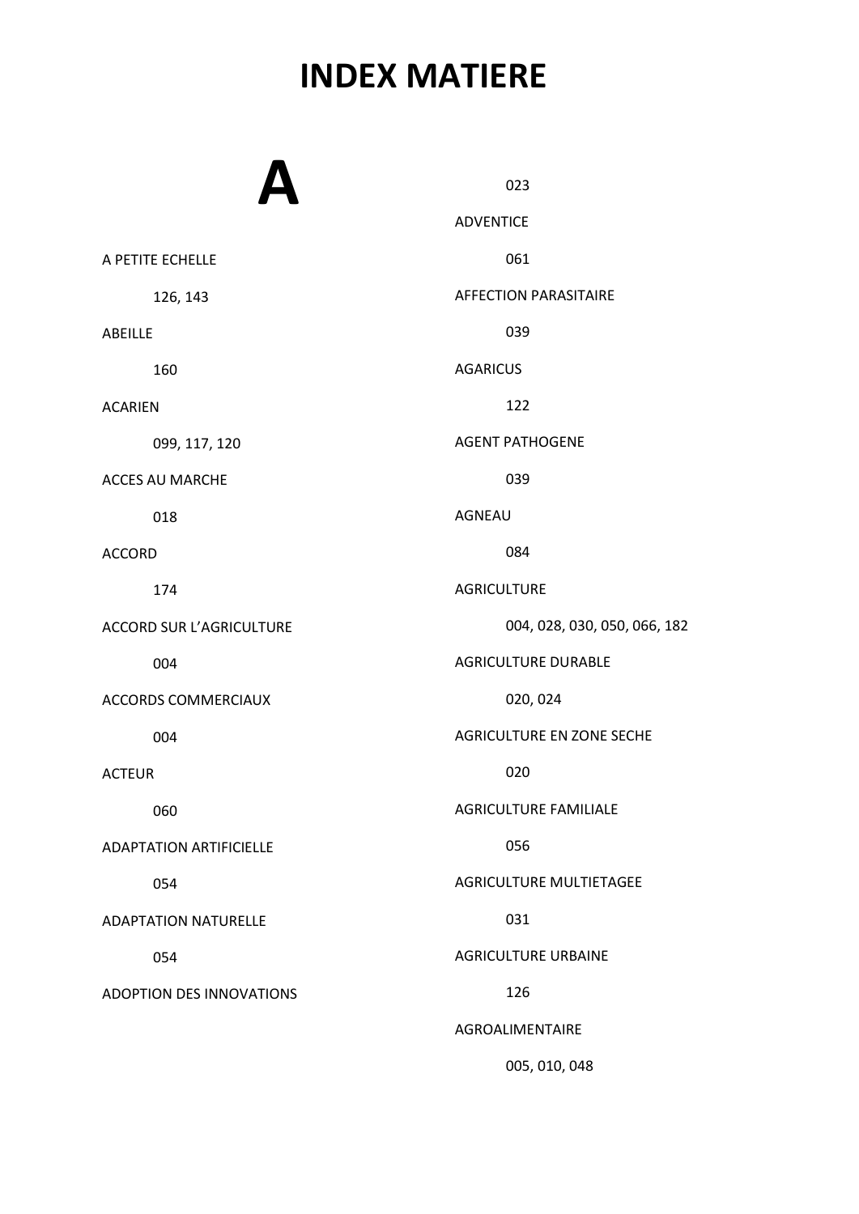# INDEX MATIERE

## A

A PETITE ECHELLE

126, 143

ABEILLE

160

ACARIEN

099, 117, 120

ACCES AU MARCHE

018

ACCORD

174

ACCORD SUR L'AGRICULTURE

004

ACCORDS COMMERCIAUX

004

ACTEUR

060

ADAPTATION ARTIFICIELLE

054

ADAPTATION NATURELLE

054

ADOPTION DES INNOVATIONS

023

ADVENTICE

061

AFFECTION PARASITAIRE

039

AGARICUS

122

AGENT PATHOGENE

039

AGNEAU

084

AGRICULTURE

004, 028, 030, 050, 066, 182

AGRICULTURE DURABLE

020, 024

AGRICULTURE EN ZONE SECHE

020

AGRICULTURE FAMILIALE

056

AGRICULTURE MULTIETAGEE

031

AGRICULTURE URBAINE

126

AGROALIMENTAIRE

005, 010, 048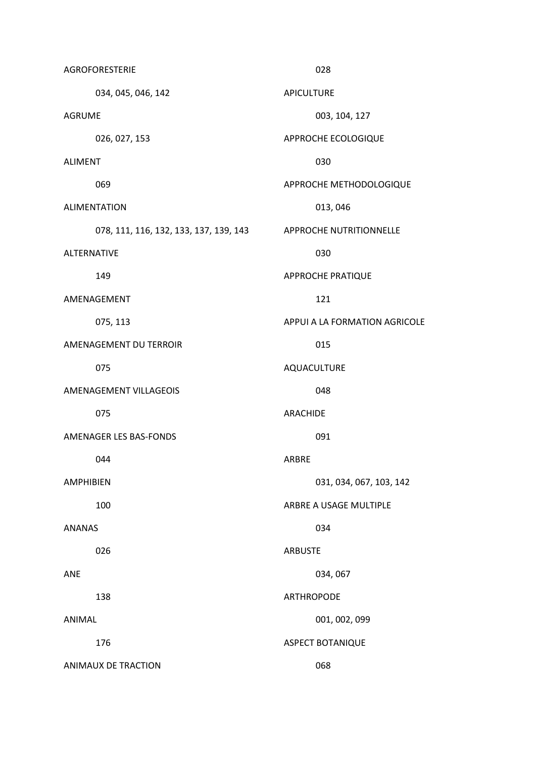AGROFORESTERIE

034, 045, 046, 142

AGRUME

026, 027, 153

ALIMENT

069

ALIMENTATION

078, 111, 116, 132, 133, 137, 139, 143

ALTERNATIVE

149

AMENAGEMENT

075, 113

AMENAGEMENT DU TERROIR

075

AMENAGEMENT VILLAGEOIS

075

AMENAGER LES BAS-FONDS

044

AMPHIBIEN

100

ANANAS

026

ANE

138

ANIMAL

176

ANIMAUX DE TRACTION

028

APICULTURE

003, 104, 127

APPROCHE ECOLOGIQUE

030

APPROCHE METHODOLOGIQUE

013, 046

APPROCHE NUTRITIONNELLE

030

APPROCHE PRATIQUE

121

APPUI A LA FORMATION AGRICOLE

015

AQUACULTURE

048

ARACHIDE

091

ARBRE

031, 034, 067, 103, 142

ARBRE A USAGE MULTIPLE

034

ARBUSTE

034, 067

ARTHROPODE

001, 002, 099

ASPECT BOTANIQUE

068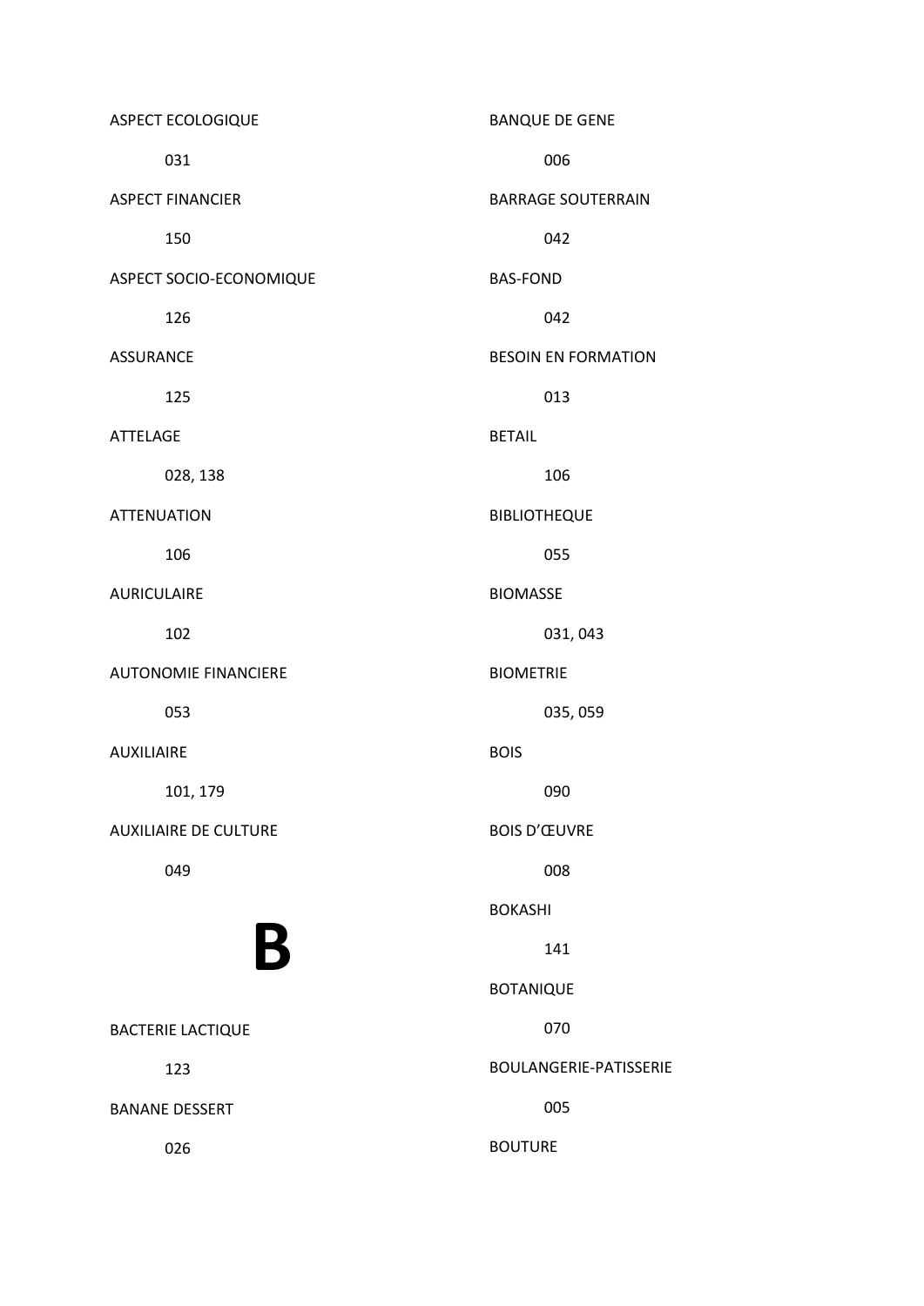ASPECT ECOLOGIQUE

031

ASPECT FINANCIER

150

ASPECT SOCIO-ECONOMIQUE

126

ASSURANCE

125

ATTELAGE

028, 138

ATTENUATION

106

AURICULAIRE

102

AUTONOMIE FINANCIERE

053

AUXILIAIRE

101, 179

AUXILIAIRE DE CULTURE

049

# B

BACTERIE LACTIQUE

123

BANANE DESSERT

026

BANQUE DE GENE

006

BARRAGE SOUTERRAIN

042

BAS-FOND

042

BESOIN EN FORMATION

013

BETAIL

106

BIBLIOTHEQUE

055

BIOMASSE

031, 043

BIOMETRIE

035, 059

BOIS

090

BOIS D'ŒUVRE

008

BOKASHI

141

BOTANIQUE

070

BOULANGERIE-PATISSERIE

005

BOUTURE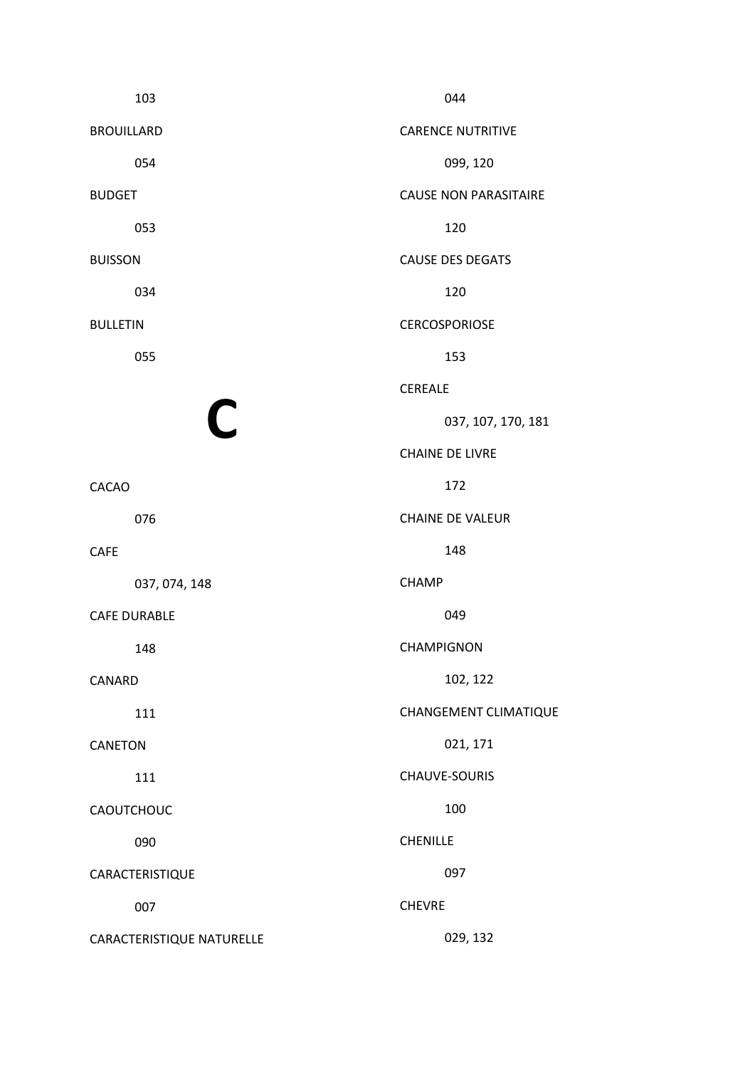103

BROUILLARD

054

BUDGET

053

BUISSON

034

BULLETIN

055

# C

CACAO

076

CAFE

037, 074, 148

CAFE DURABLE

148

CANARD

111

CANETON

111

CAOUTCHOUC

090

CARACTERISTIQUE

007

CARACTERISTIQUE NATURELLE

044

CARENCE NUTRITIVE

099, 120

CAUSE NON PARASITAIRE

120

CAUSE DES DEGATS

120

CERCOSPORIOSE

153

CEREALE

037, 107, 170, 181

CHAINE DE LIVRE

172

CHAINE DE VALEUR

148

CHAMP

049

CHAMPIGNON

102, 122

CHANGEMENT CLIMATIQUE

021, 171

CHAUVE-SOURIS

100

CHENILLE

097

CHEVRE

029, 132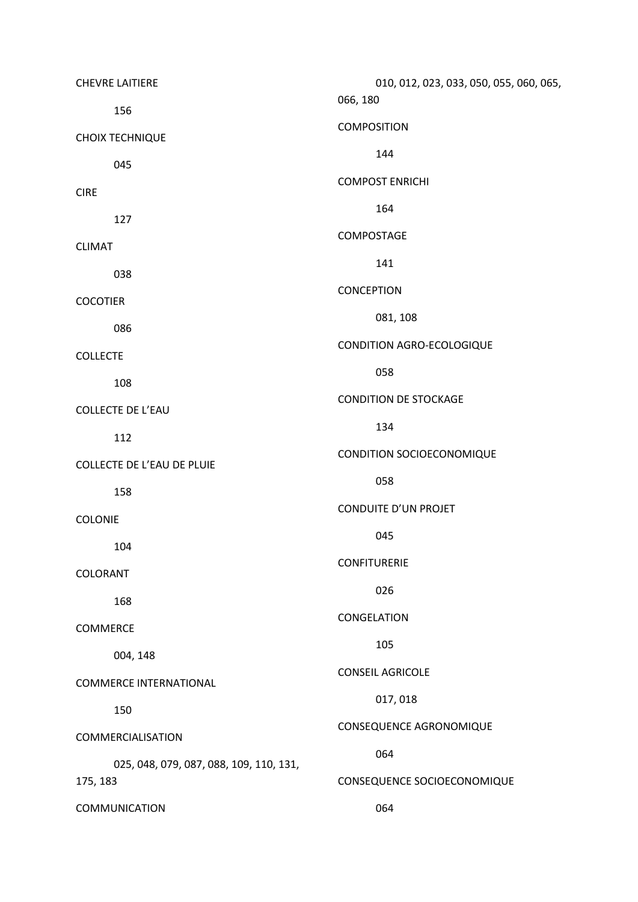CHEVRE LAITIERE

156

CHOIX TECHNIQUE

045

CIRE

127

CLIMAT

038

COCOTIER

086

COLLECTE

108

COLLECTE DE L'EAU

112

COLLECTE DE L'EAU DE PLUIE

158

COLONIE

104

COLORANT

168

COMMERCE

004, 148

COMMERCE INTERNATIONAL

150

COMMERCIALISATION

025, 048, 079, 087, 088, 109, 110, 131, 175, 183

COMMUNICATION

010, 012, 023, 033, 050, 055, 060, 065, 066, 180

COMPOSITION

144

COMPOST ENRICHI

164

COMPOSTAGE

141

CONCEPTION

081, 108

CONDITION AGRO-ECOLOGIQUE

058

CONDITION DE STOCKAGE

134

CONDITION SOCIOECONOMIQUE

058

CONDUITE D'UN PROJET

045

CONFITURERIE

026

CONGELATION

105

CONSEIL AGRICOLE

017, 018

CONSEQUENCE AGRONOMIQUE

064

CONSEQUENCE SOCIOECONOMIQUE

064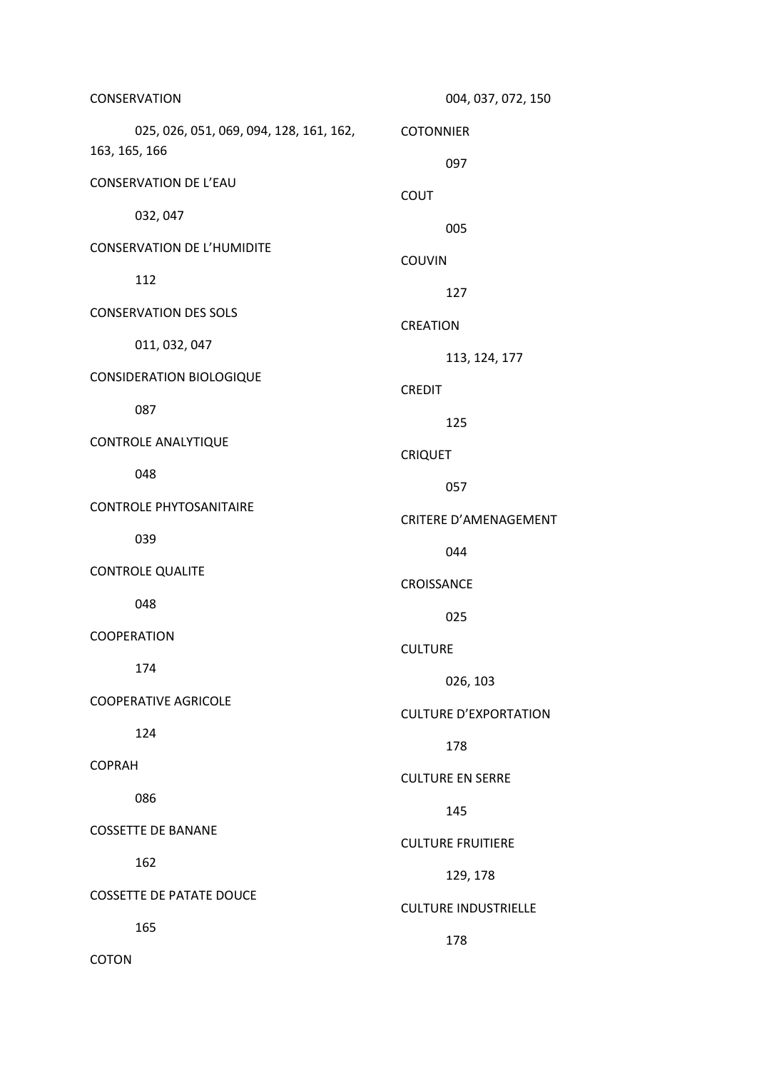CONSERVATION

025, 026, 051, 069, 094, 128, 161, 162, 163, 165, 166

CONSERVATION DE L'EAU

032, 047

CONSERVATION DE L'HUMIDITE

112

CONSERVATION DES SOLS

011, 032, 047

CONSIDERATION BIOLOGIQUE

087

CONTROLE ANALYTIQUE

048

CONTROLE PHYTOSANITAIRE

039

CONTROLE QUALITE

048

COOPERATION

174

COOPERATIVE AGRICOLE

124

COPRAH

086

COSSETTE DE BANANE

162

COSSETTE DE PATATE DOUCE

165

COTON

004, 037, 072, 150

COTONNIER

097

COUT

005

COUVIN

127

CREATION

113, 124, 177

CREDIT

125

CRIQUET

057

CRITERE D'AMENAGEMENT

044

CROISSANCE

025

CULTURE

026, 103

CULTURE D'EXPORTATION

178

CULTURE EN SERRE

145

CULTURE FRUITIERE

129, 178

CULTURE INDUSTRIELLE

178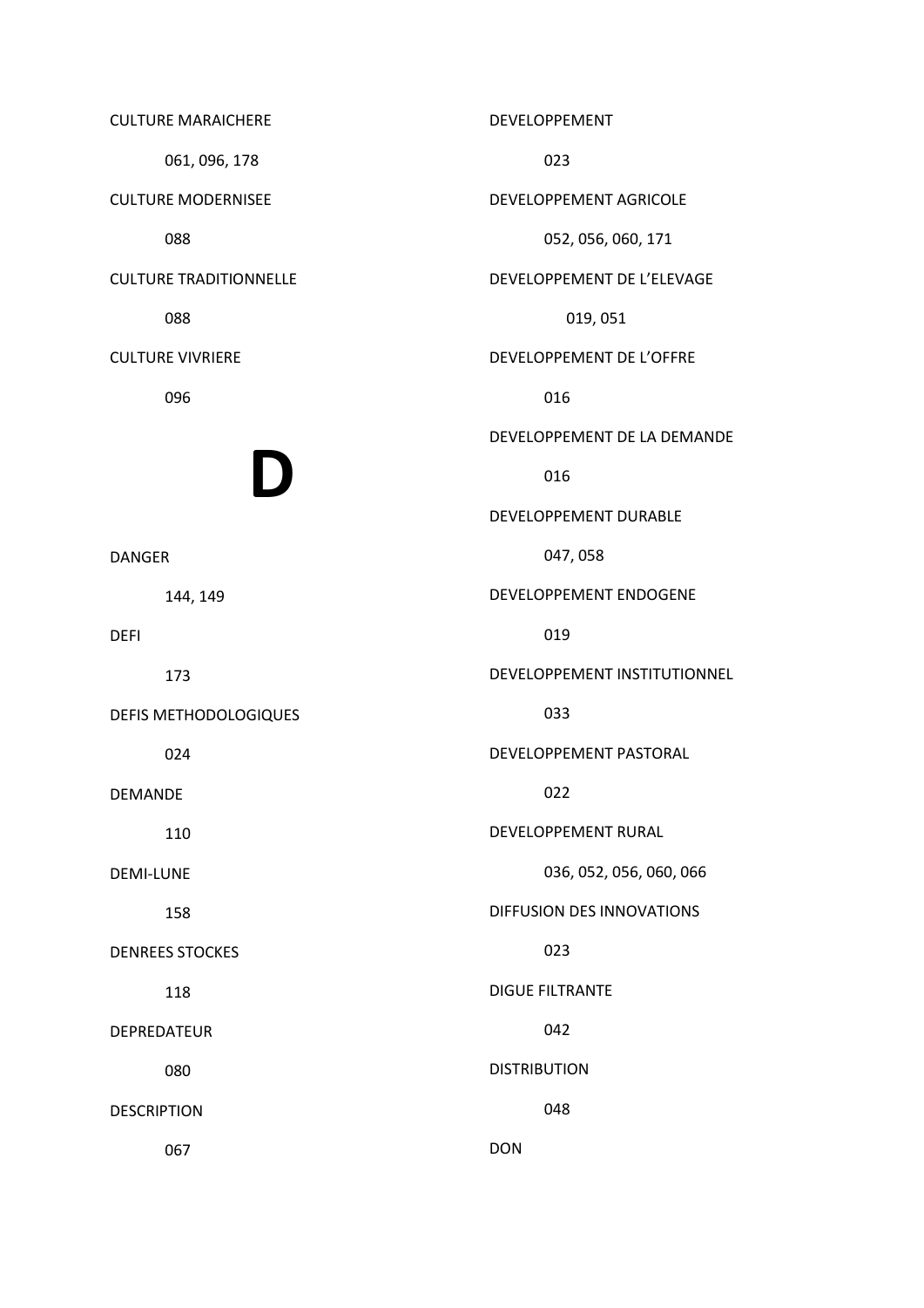CULTURE MARAICHERE

061, 096, 178

CULTURE MODERNISEE

088

CULTURE TRADITIONNELLE

088

CULTURE VIVRIERE

096

# D

DANGER

144, 149

DEFI

173

DEFIS METHODOLOGIQUES

024

DEMANDE

110

DEMI-LUNE

158

DENREES STOCKES

118

DEPREDATEUR

080

DESCRIPTION

067

DEVELOPPEMENT

023

DEVELOPPEMENT AGRICOLE

052, 056, 060, 171

DEVELOPPEMENT DE L'ELEVAGE

019, 051

DEVELOPPEMENT DE L'OFFRE

016

DEVELOPPEMENT DE LA DEMANDE

016

DEVELOPPEMENT DURABLE

047, 058

DEVELOPPEMENT ENDOGENE

019

DEVELOPPEMENT INSTITUTIONNEL

033

DEVELOPPEMENT PASTORAL

022

DEVELOPPEMENT RURAL

036, 052, 056, 060, 066

DIFFUSION DES INNOVATIONS

023

DIGUE FILTRANTE

042

DISTRIBUTION

048

DON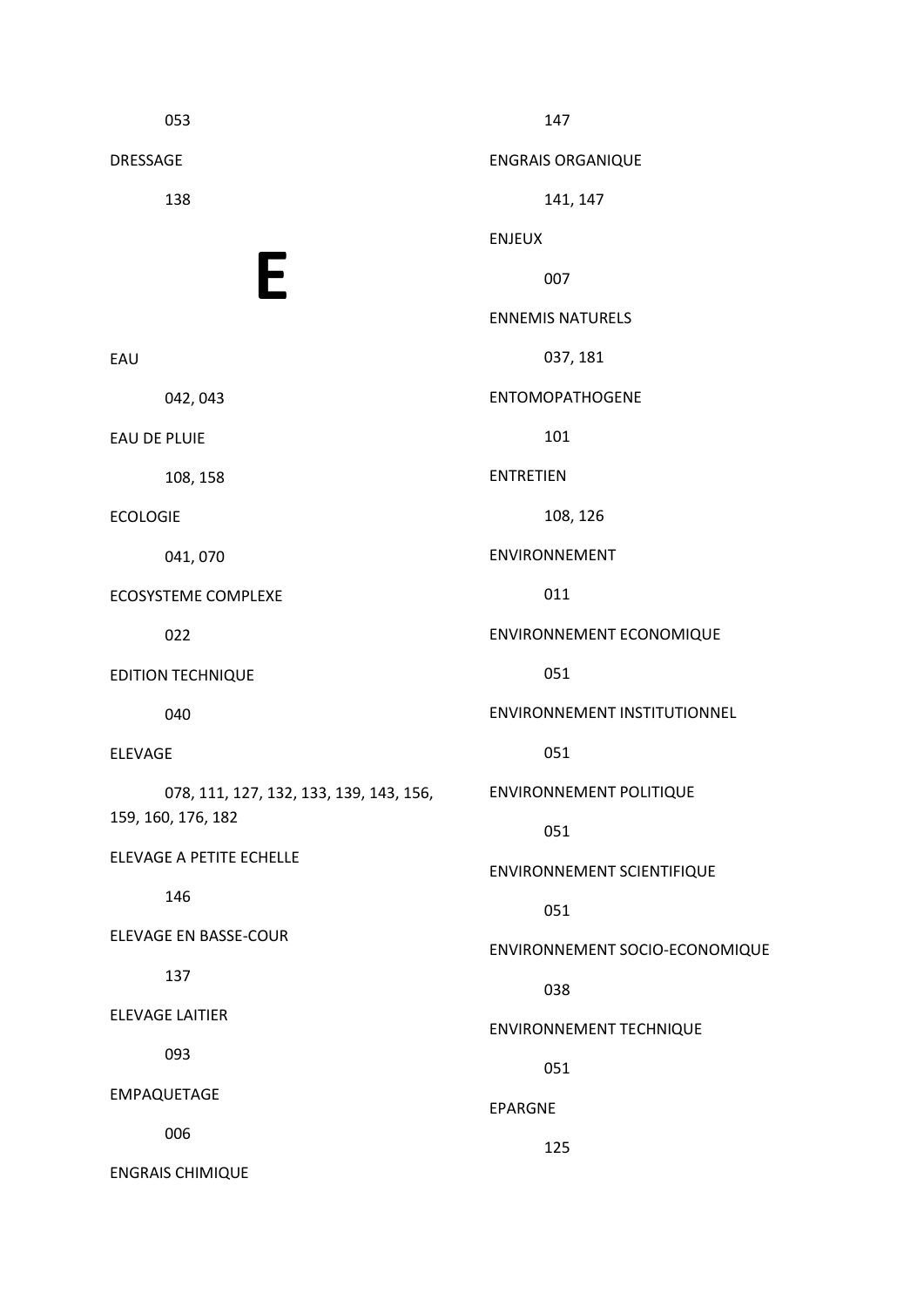053

DRESSAGE

138

# E

EAU

042, 043

EAU DE PLUIE

108, 158

ECOLOGIE

041, 070

ECOSYSTEME COMPLEXE

022

EDITION TECHNIQUE

040

ELEVAGE

078, 111, 127, 132, 133, 139, 143, 156, 159, 160, 176, 182

ELEVAGE A PETITE ECHELLE

146

ELEVAGE EN BASSE-COUR

137

ELEVAGE LAITIER

093

EMPAQUETAGE

006

ENGRAIS CHIMIQUE

147

ENGRAIS ORGANIQUE

141, 147

ENJEUX

007

ENNEMIS NATURELS

037, 181

ENTOMOPATHOGENE

101

ENTRETIEN

108, 126

ENVIRONNEMENT

011

ENVIRONNEMENT ECONOMIQUE

051

ENVIRONNEMENT INSTITUTIONNEL

051

ENVIRONNEMENT POLITIQUE

051

ENVIRONNEMENT SCIENTIFIQUE

051

ENVIRONNEMENT SOCIO-ECONOMIQUE

038

ENVIRONNEMENT TECHNIQUE

051

EPARGNE

125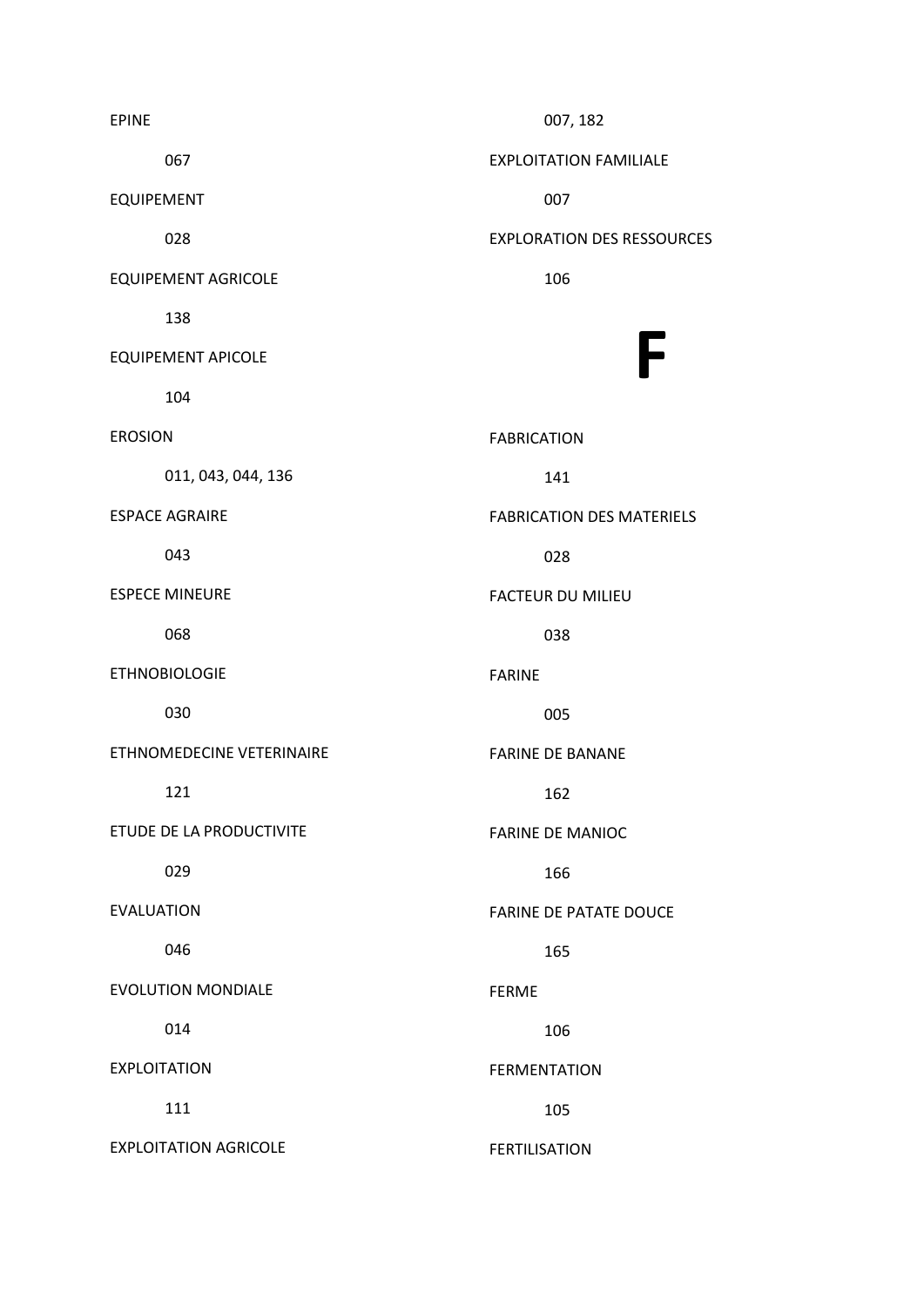EPINE

067

EQUIPEMENT

028

EQUIPEMENT AGRICOLE

138

EQUIPEMENT APICOLE

104

EROSION

011, 043, 044, 136

ESPACE AGRAIRE

043

ESPECE MINEURE

068

ETHNOBIOLOGIE

030

ETHNOMEDECINE VETERINAIRE

121

ETUDE DE LA PRODUCTIVITE

029

EVALUATION

046

EVOLUTION MONDIALE

014

EXPLOITATION

111

EXPLOITATION AGRICOLE

007, 182

EXPLOITATION FAMILIALE

007

EXPLORATION DES RESSOURCES

106

# F

FABRICATION

141

FABRICATION DES MATERIELS

028

FACTEUR DU MILIEU

038

FARINE

005

FARINE DE BANANE

162

FARINE DE MANIOC

166

FARINE DE PATATE DOUCE

165

FERME

106

FERMENTATION

105

FERTILISATION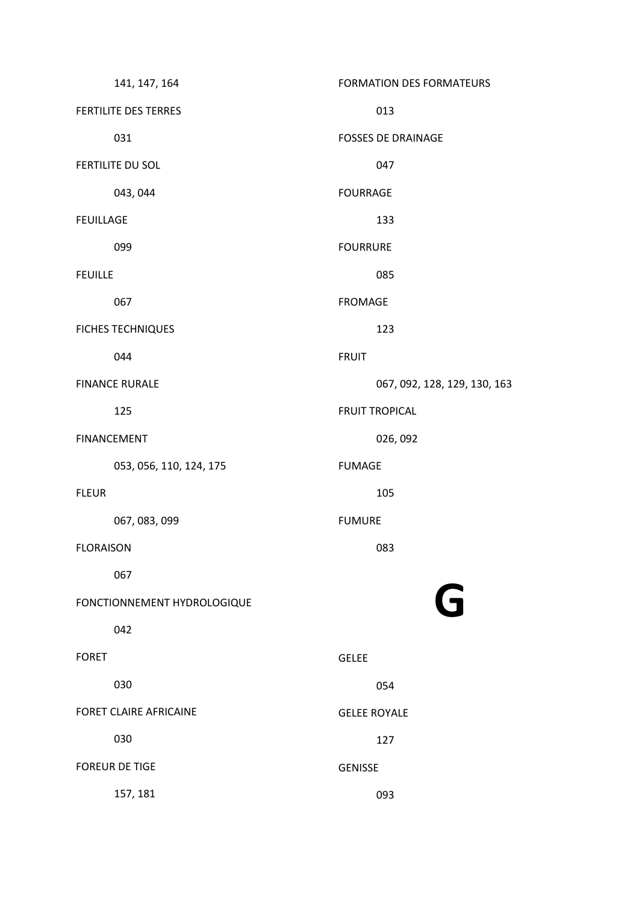141, 147, 164

FERTILITE DES TERRES

031

FERTILITE DU SOL

043, 044

FEUILLAGE

099

FEUILLE

067

FICHES TECHNIQUES

044

FINANCE RURALE

125

FINANCEMENT

053, 056, 110, 124, 175

FLEUR

067, 083, 099

FLORAISON

067

FONCTIONNEMENT HYDROLOGIQUE

042

FORET

030

FORET CLAIRE AFRICAINE

030

FOREUR DE TIGE

157, 181

FORMATION DES FORMATEURS

013

FOSSES DE DRAINAGE

047

FOURRAGE

133

FOURRURE

085

FROMAGE

123

FRUIT

067, 092, 128, 129, 130, 163

FRUIT TROPICAL

026, 092

FUMAGE

105

FUMURE

083

# G

GELEE

054

GELEE ROYALE

127

GENISSE

093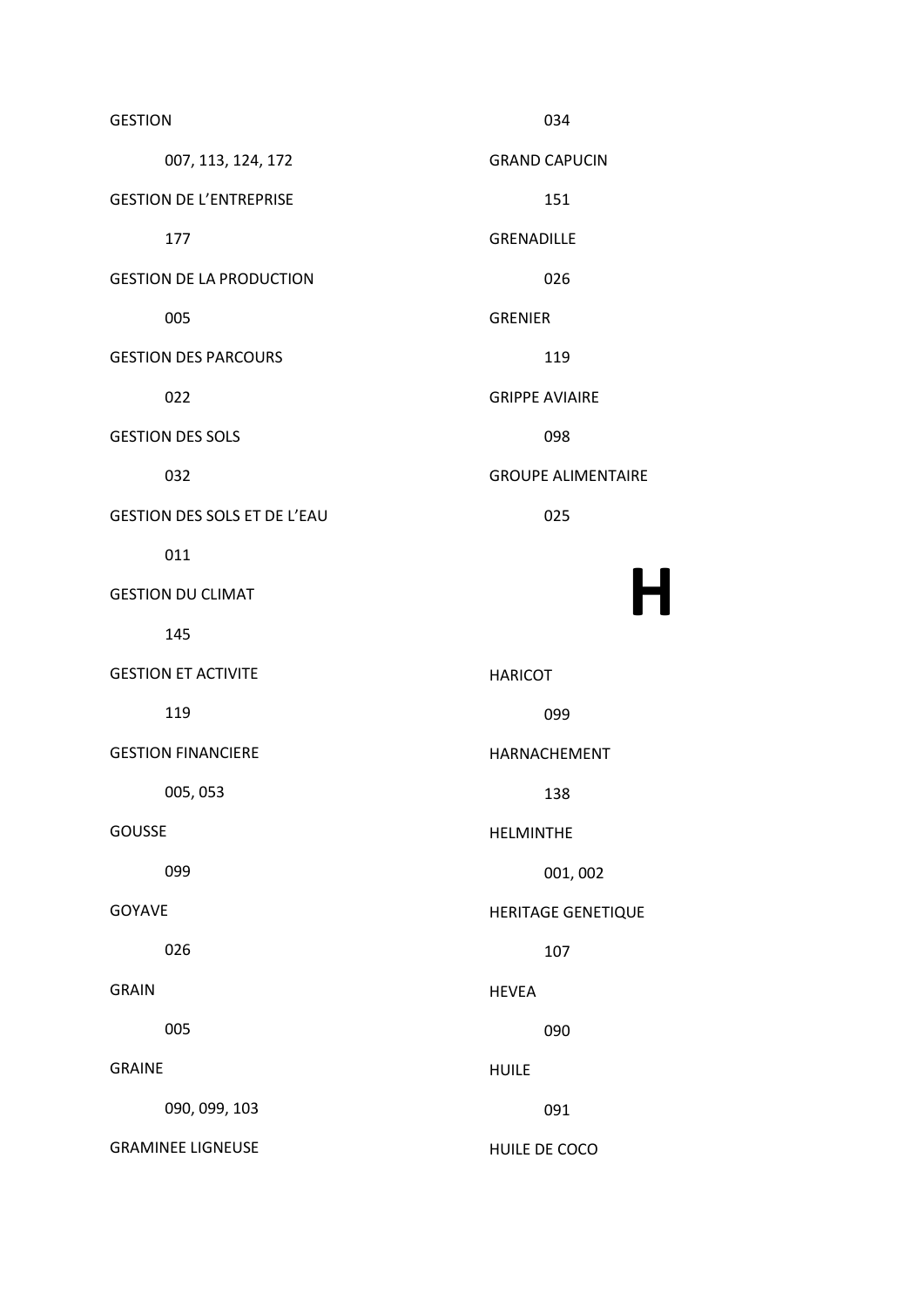GESTION

007, 113, 124, 172

GESTION DE L'ENTREPRISE

177

GESTION DE LA PRODUCTION

005

GESTION DES PARCOURS

022

GESTION DES SOLS

032

GESTION DES SOLS ET DE L'EAU

011

GESTION DU CLIMAT

145

GESTION ET ACTIVITE

119

GESTION FINANCIERE

005, 053

GOUSSE

099

GOYAVE

026

GRAIN

005

GRAINE

090, 099, 103

GRAMINEE LIGNEUSE

034

GRAND CAPUCIN

151

GRENADILLE

026

GRENIER

119

GRIPPE AVIAIRE

098

GROUPE ALIMENTAIRE

025

# H

HARICOT

099

HARNACHEMENT

138

HELMINTHE

001, 002

HERITAGE GENETIQUE

107

HEVEA

090

HUILE

091

HUILE DE COCO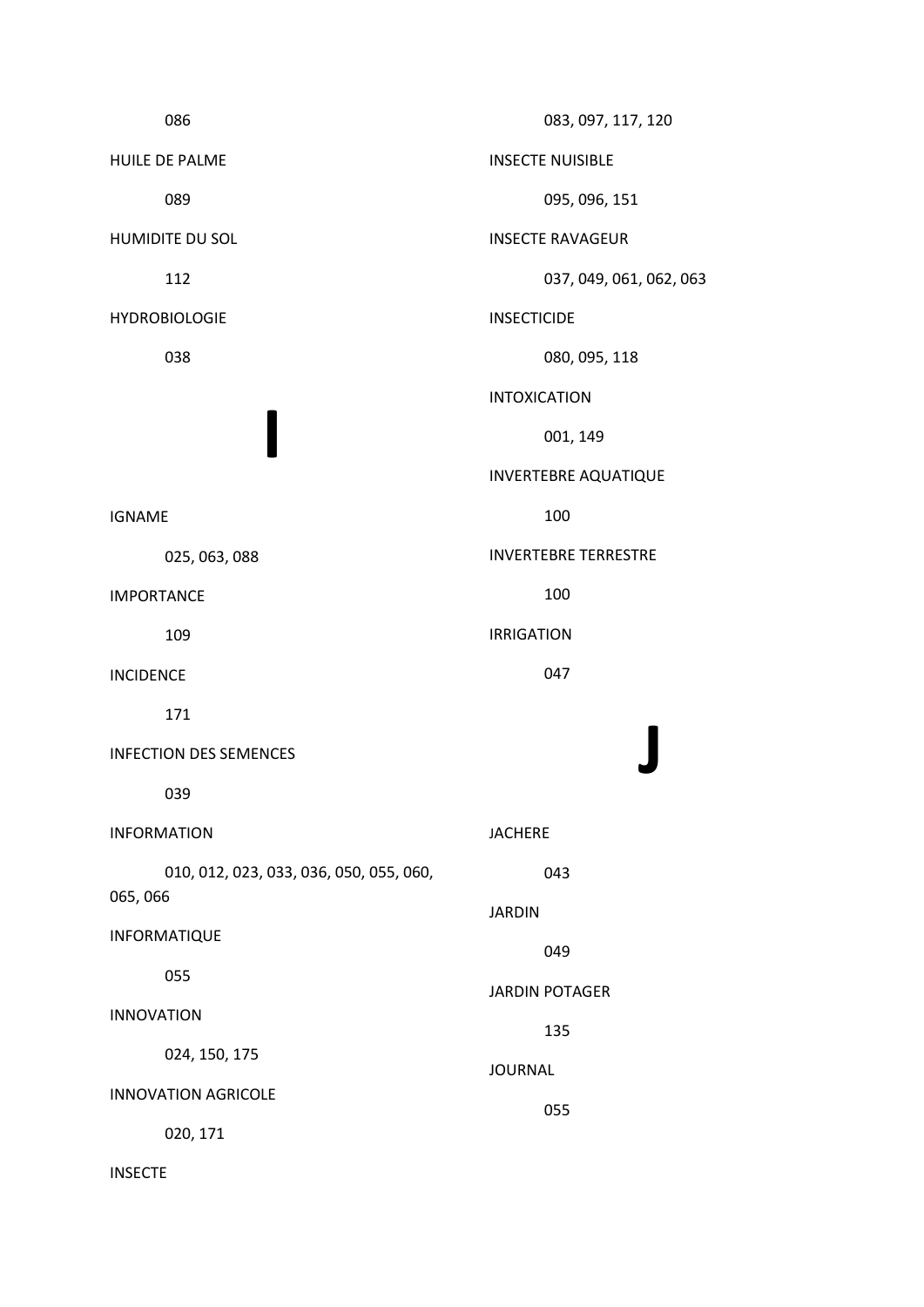086

HUILE DE PALME

089

HUMIDITE DU SOL

112

HYDROBIOLOGIE

038

# I

IGNAME

025, 063, 088

IMPORTANCE

109

INCIDENCE

171

INFECTION DES SEMENCES

039

INFORMATION

010, 012, 023, 033, 036, 050, 055, 060, 065, 066

INFORMATIQUE

055

INNOVATION

024, 150, 175

INNOVATION AGRICOLE

020, 171

INSECTE

083, 097, 117, 120

INSECTE NUISIBLE

095, 096, 151

INSECTE RAVAGEUR

037, 049, 061, 062, 063

INSECTICIDE

080, 095, 118

INTOXICATION

001, 149

INVERTEBRE AQUATIQUE

100

INVERTEBRE TERRESTRE

100

IRRIGATION

047

# J

JACHERE

043

JARDIN

049

JARDIN POTAGER

135

JOURNAL

055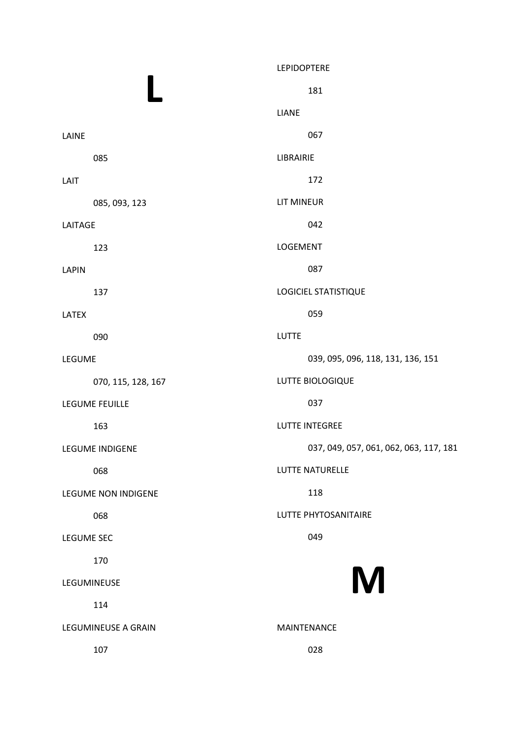# L

LAINE

085

LAIT

085, 093, 123

LAITAGE

123

LAPIN

137

LATEX

090

LEGUME

070, 115, 128, 167

LEGUME FEUILLE

163

LEGUME INDIGENE

068

LEGUME NON INDIGENE

068

LEGUME SEC

170

LEGUMINEUSE

114

LEGUMINEUSE A GRAIN

107

LEPIDOPTERE

181

LIANE

067

LIBRAIRIE

172

LIT MINEUR

042

LOGEMENT

087

LOGICIEL STATISTIQUE

059

LUTTE

039, 095, 096, 118, 131, 136, 151

LUTTE BIOLOGIQUE

037

LUTTE INTEGREE

037, 049, 057, 061, 062, 063, 117, 181

LUTTE NATURELLE

118

LUTTE PHYTOSANITAIRE

049

# M

MAINTENANCE

028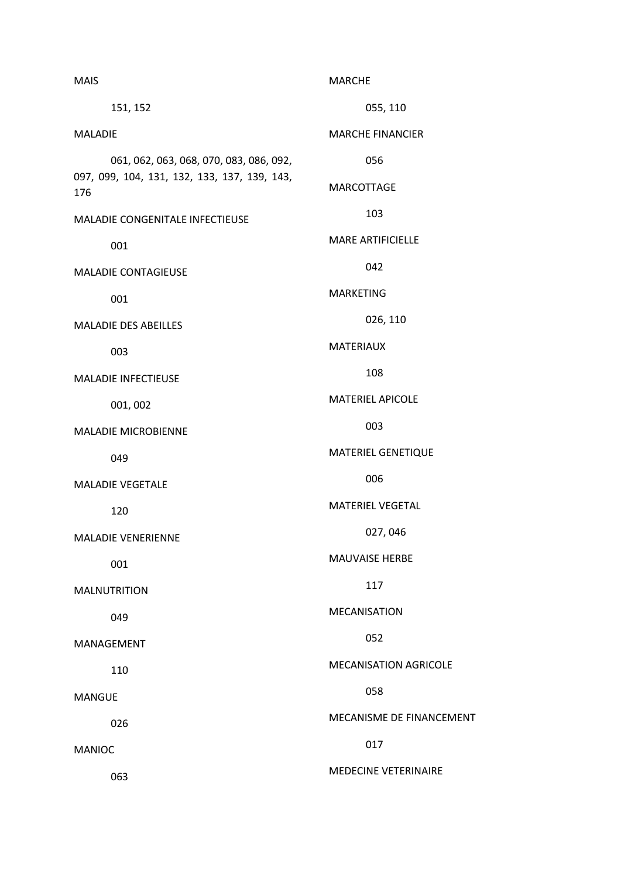MAIS

151, 152

MALADIE

061, 062, 063, 068, 070, 083, 086, 092, 097, 099, 104, 131, 132, 133, 137, 139, 143, 176

MALADIE CONGENITALE INFECTIEUSE

001

MALADIE CONTAGIEUSE

001

MALADIE DES ABEILLES

003

MALADIE INFECTIEUSE

001, 002

MALADIE MICROBIENNE

049

MALADIE VEGETALE

120

MALADIE VENERIENNE

001

MALNUTRITION

049

MANAGEMENT

110

MANGUE

026

MANIOC

063

MARCHE

055, 110

MARCHE FINANCIER

056

MARCOTTAGE

103

MARE ARTIFICIELLE

042

MARKETING

026, 110

MATERIAUX

108

MATERIEL APICOLE

003

MATERIEL GENETIQUE

006

MATERIEL VEGETAL

027, 046

MAUVAISE HERBE

117

MECANISATION

052

MECANISATION AGRICOLE

058

MECANISME DE FINANCEMENT

017

MEDECINE VETERINAIRE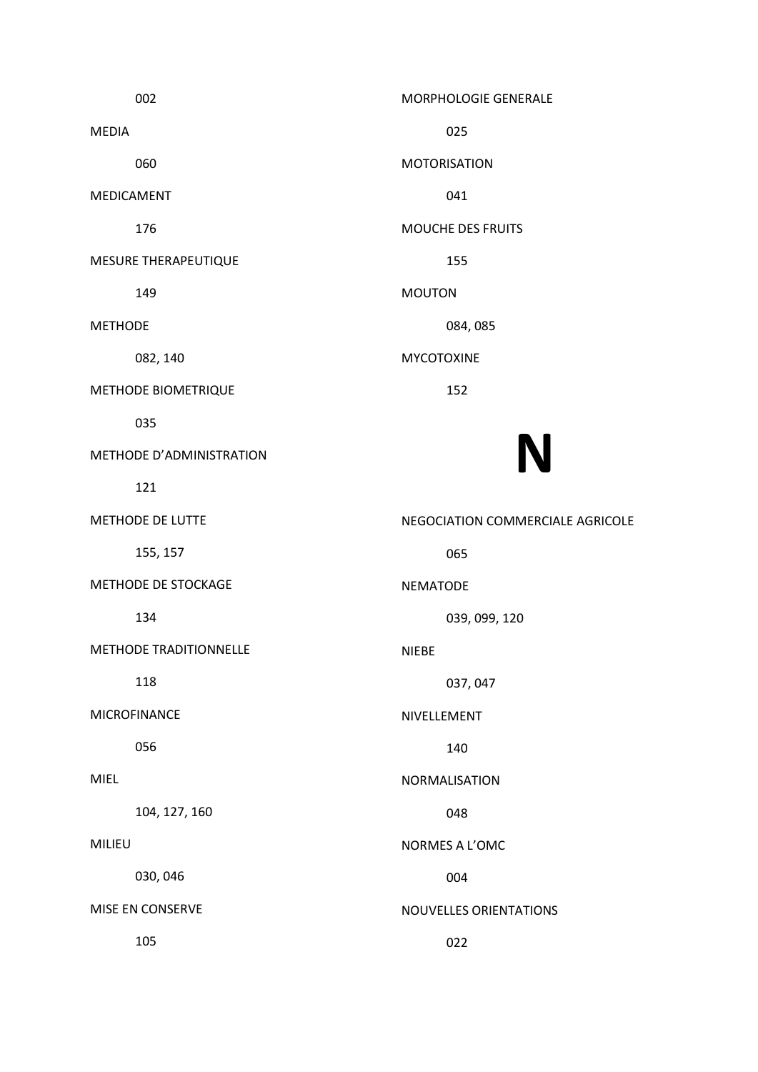002

MEDIA

060

MEDICAMENT

176

MESURE THERAPEUTIQUE

149

METHODE

082, 140

METHODE BIOMETRIQUE

035

METHODE D'ADMINISTRATION

121

METHODE DE LUTTE

155, 157

METHODE DE STOCKAGE

134

METHODE TRADITIONNELLE

118

MICROFINANCE

056

MIEL

104, 127, 160

MILIEU

030, 046

MISE EN CONSERVE

105

MORPHOLOGIE GENERALE

025

MOTORISATION

041

MOUCHE DES FRUITS

155

MOUTON

084, 085

MYCOTOXINE

152

# N

NEGOCIATION COMMERCIALE AGRICOLE

065

NEMATODE

039, 099, 120

NIEBE

037, 047

NIVELLEMENT

140

NORMALISATION

048

NORMES A L'OMC

004

NOUVELLES ORIENTATIONS

022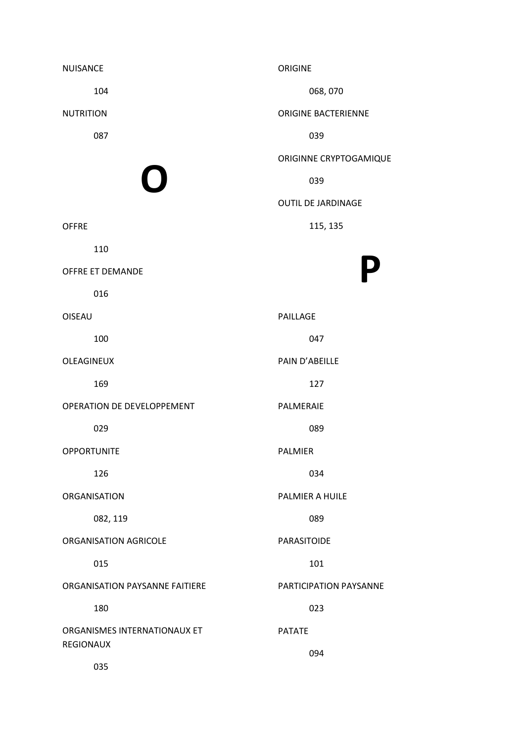NUISANCE

104

NUTRITION

087

# O

OFFRE

110

OFFRE ET DEMANDE

016

OISEAU

100

OLEAGINEUX

169

OPERATION DE DEVELOPPEMENT

029

OPPORTUNITE

126

ORGANISATION

082, 119

ORGANISATION AGRICOLE

015

ORGANISATION PAYSANNE FAITIERE

180

ORGANISMES INTERNATIONAUX ET REGIONAUX

035

ORIGINE

068, 070

ORIGINE BACTERIENNE

039

ORIGINNE CRYPTOGAMIQUE

039

OUTIL DE JARDINAGE

115, 135

# P

PAILLAGE

047

PAIN D'ABEILLE

127

PALMERAIE

089

PALMIER

034

PALMIER A HUILE

089

PARASITOIDE

101

PARTICIPATION PAYSANNE

023

PATATE

094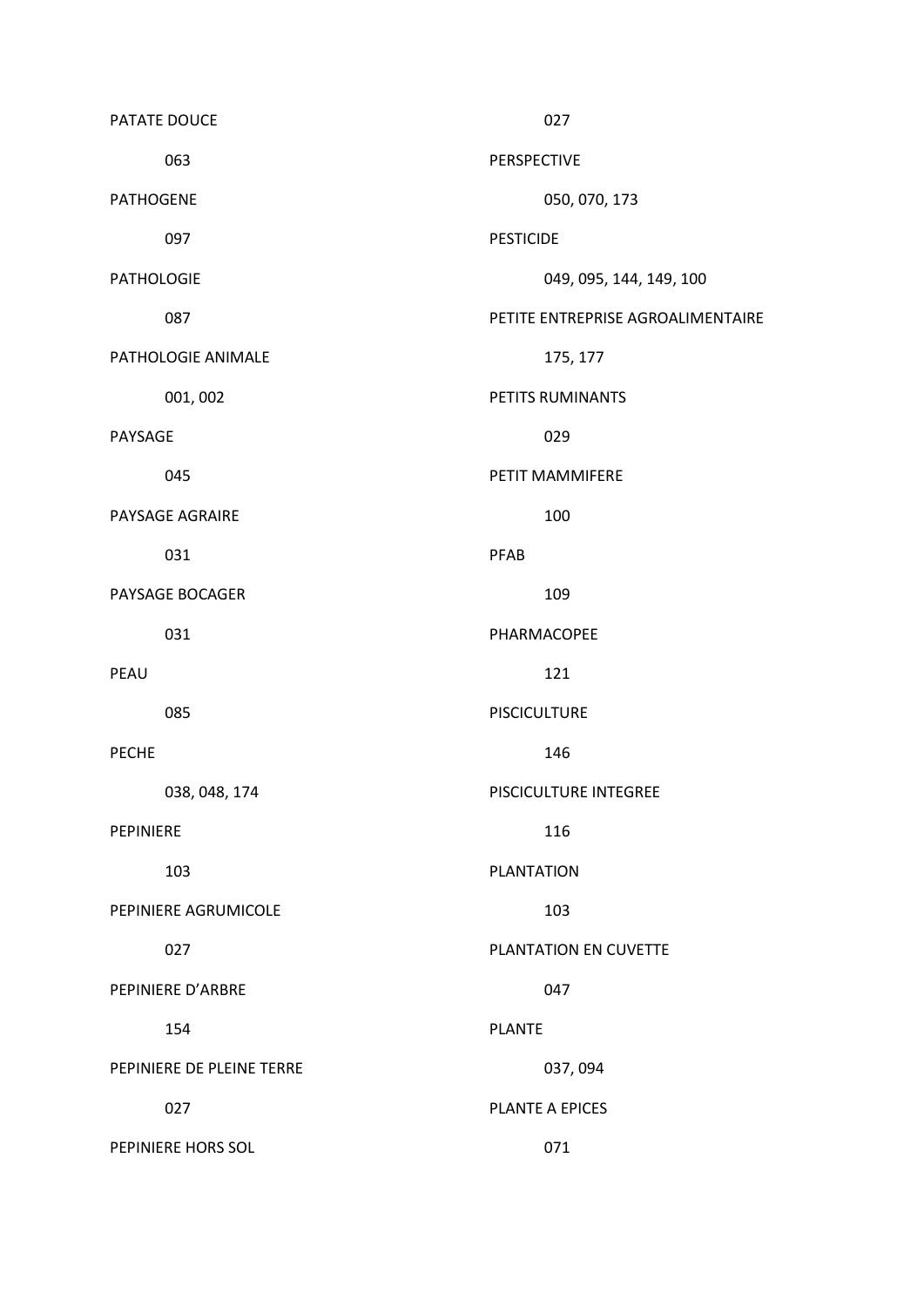PATATE DOUCE

063

PATHOGENE

097

PATHOLOGIE

087

PATHOLOGIE ANIMALE

001, 002

PAYSAGE

045

PAYSAGE AGRAIRE

031

PAYSAGE BOCAGER

031

PEAU

085

PECHE

038, 048, 174

PEPINIERE

103

PEPINIERE AGRUMICOLE

027

PEPINIERE D'ARBRE

154

PEPINIERE DE PLEINE TERRE

027

PEPINIERE HORS SOL

027

PERSPECTIVE

050, 070, 173

PESTICIDE

049, 095, 144, 149, 100

PETITE ENTREPRISE AGROALIMENTAIRE

175, 177

PETITS RUMINANTS

029

PETIT MAMMIFERE

100

PFAB

109

PHARMACOPEE

121

PISCICULTURE

146

PISCICULTURE INTEGREE

116

PLANTATION

103

PLANTATION EN CUVETTE

047

PLANTE

037, 094

PLANTE A EPICES

071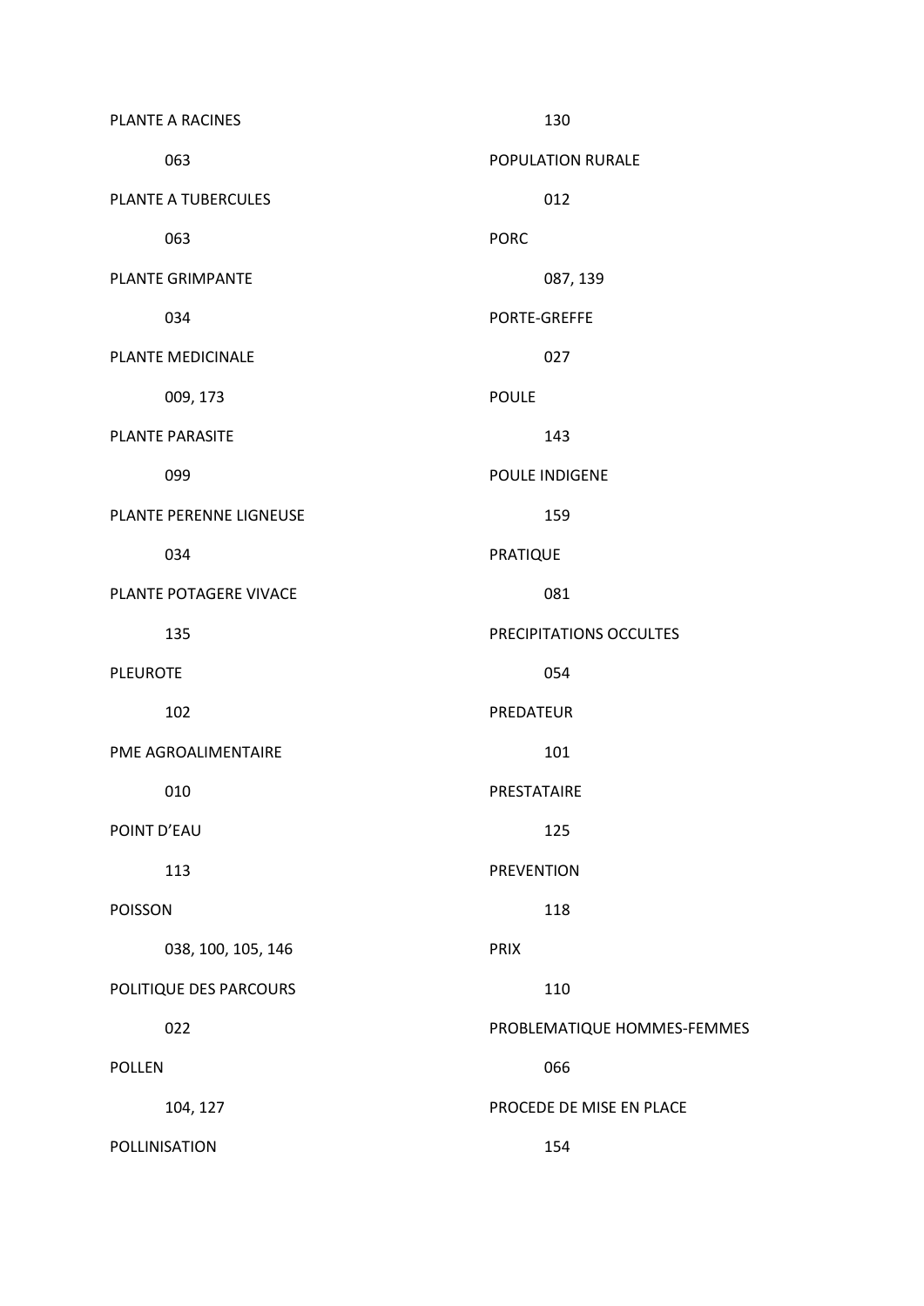PLANTE A RACINES

063

PLANTE A TUBERCULES

063

PLANTE GRIMPANTE

034

PLANTE MEDICINALE

009, 173

PLANTE PARASITE

099

PLANTE PERENNE LIGNEUSE

034

PLANTE POTAGERE VIVACE

135

PLEUROTE

102

PME AGROALIMENTAIRE

010

POINT D'EAU

113

POISSON

038, 100, 105, 146

POLITIQUE DES PARCOURS

022

POLLEN

104, 127

POLLINISATION

130

POPULATION RURALE

012

PORC

087, 139

PORTE-GREFFE

027

POULE

143

POULE INDIGENE

159

PRATIQUE

081

PRECIPITATIONS OCCULTES

054

PREDATEUR

101

PRESTATAIRE

125

PREVENTION

118

PRIX

110

PROBLEMATIQUE HOMMES-FEMMES

066

PROCEDE DE MISE EN PLACE

154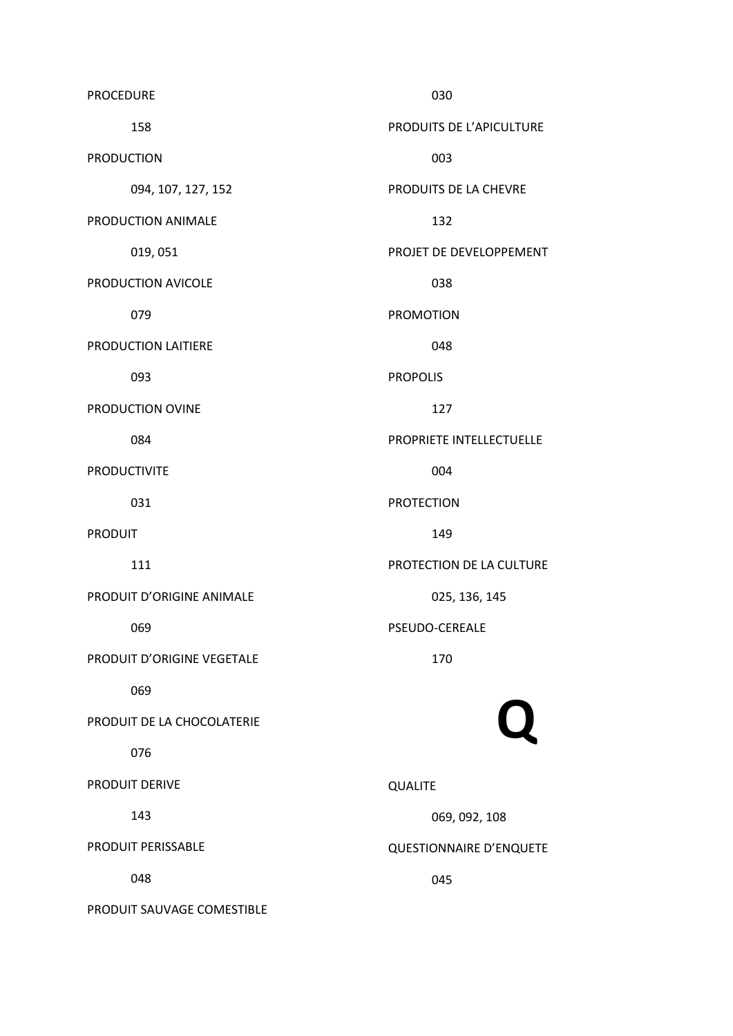PROCEDURE

158

PRODUCTION

094, 107, 127, 152

PRODUCTION ANIMALE

019, 051

PRODUCTION AVICOLE

079

PRODUCTION LAITIERE

093

PRODUCTION OVINE

084

PRODUCTIVITE

031

PRODUIT

111

PRODUIT D'ORIGINE ANIMALE

069

PRODUIT D'ORIGINE VEGETALE

069

PRODUIT DE LA CHOCOLATERIE

076

PRODUIT DERIVE

143

PRODUIT PERISSABLE

048

PRODUIT SAUVAGE COMESTIBLE

030

PRODUITS DE L'APICULTURE

003

PRODUITS DE LA CHEVRE

132

PROJET DE DEVELOPPEMENT

038

PROMOTION

048

PROPOLIS

127

PROPRIETE INTELLECTUELLE

004

PROTECTION

149

PROTECTION DE LA CULTURE

025, 136, 145

PSEUDO-CEREALE

170

# Q

QUALITE

069, 092, 108

QUESTIONNAIRE D'ENQUETE

045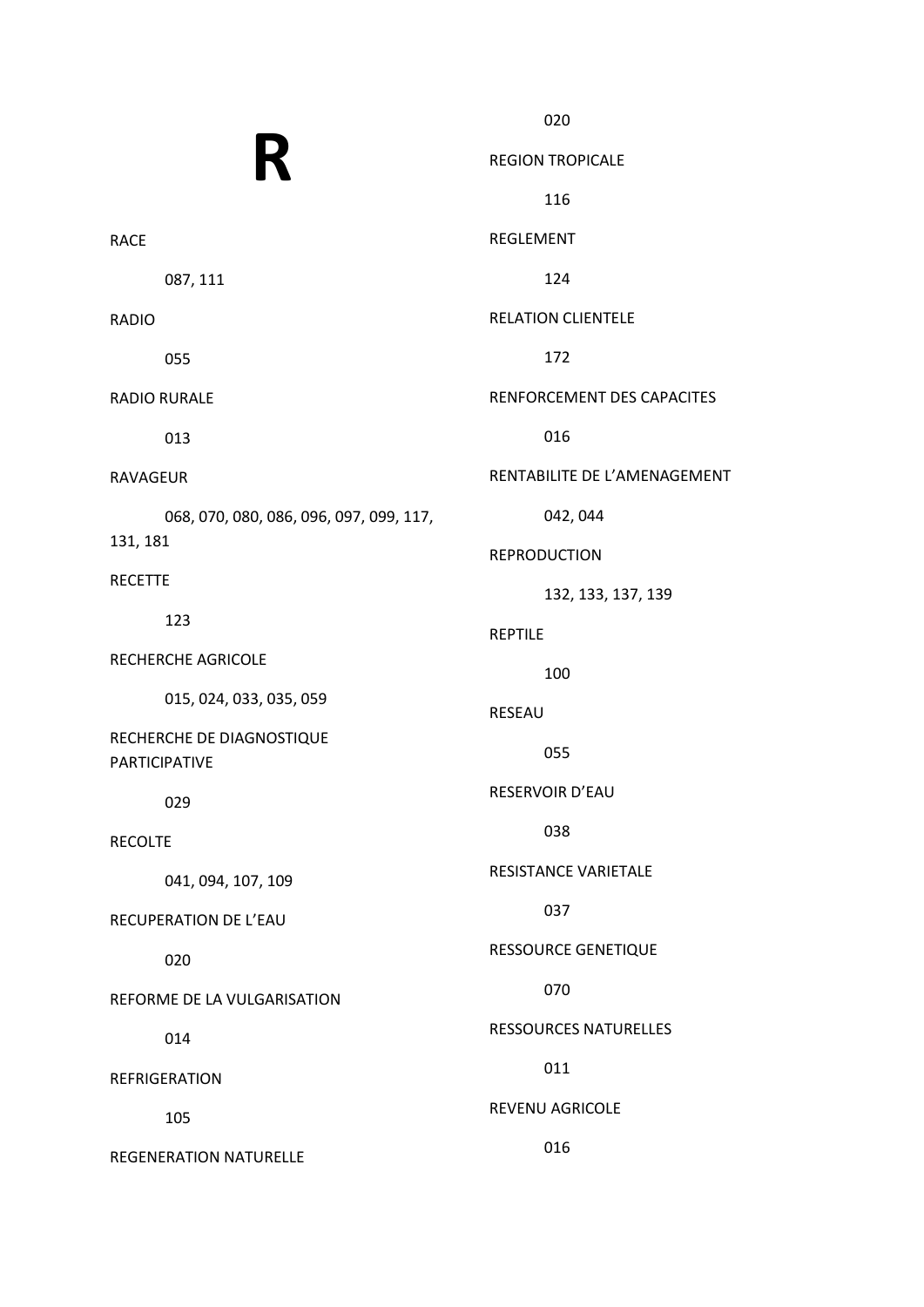# R

RACE

087, 111

RADIO

055

RADIO RURALE

013

RAVAGEUR

068, 070, 080, 086, 096, 097, 099, 117, 131, 181

RECETTE

123

RECHERCHE AGRICOLE

015, 024, 033, 035, 059

RECHERCHE DE DIAGNOSTIQUE PARTICIPATIVE

029

RECOLTE

041, 094, 107, 109

RECUPERATION DE L'EAU

020

REFORME DE LA VULGARISATION

014

REFRIGERATION

105

REGENERATION NATURELLE

020

REGION TROPICALE

116

REGLEMENT

124

RELATION CLIENTELE

172

RENFORCEMENT DES CAPACITES

016

RENTABILITE DE L'AMENAGEMENT

042, 044

REPRODUCTION

132, 133, 137, 139

REPTILE

100

RESEAU

055

RESERVOIR D'EAU

038

RESISTANCE VARIETALE

037

RESSOURCE GENETIQUE

070

RESSOURCES NATURELLES

011

REVENU AGRICOLE

016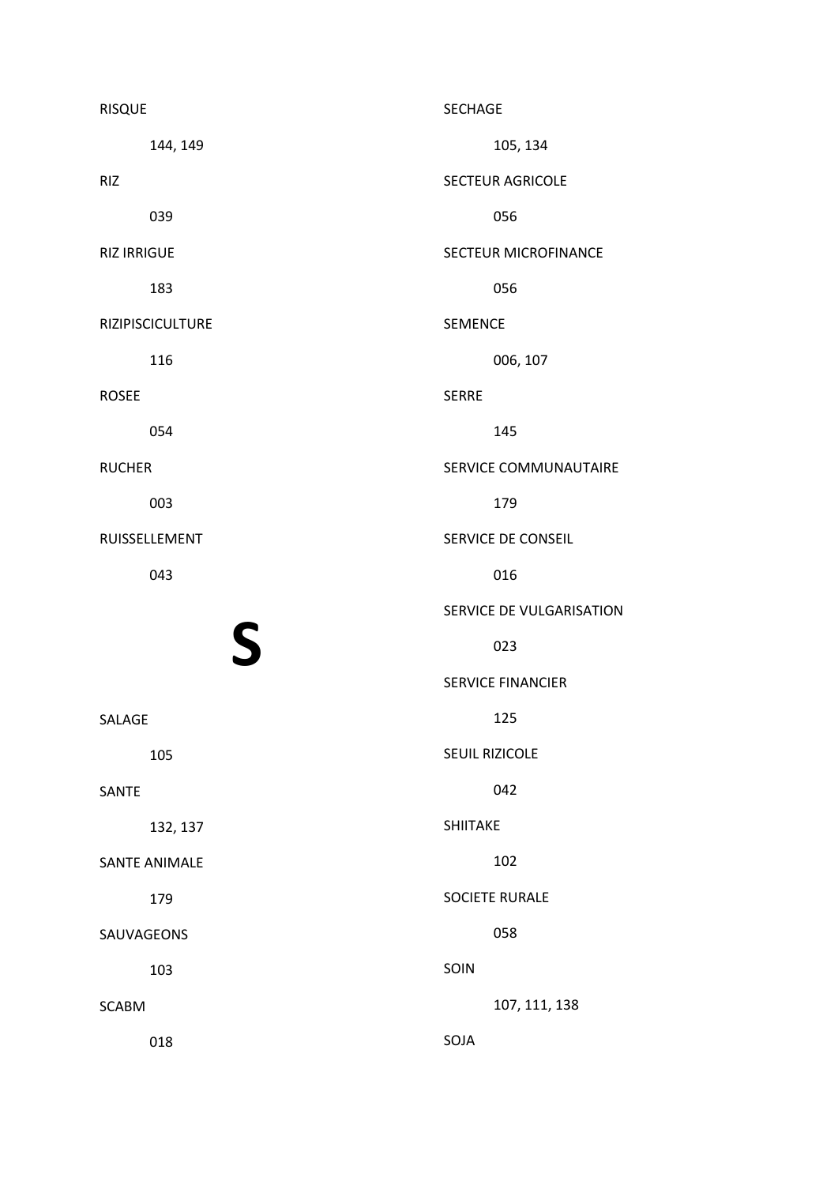RISQUE

144, 149

RIZ

039

RIZ IRRIGUE

183

RIZIPISCICULTURE

116

ROSEE

054

RUCHER

003

RUISSELLEMENT

043

# S

SALAGE

105

SANTE

132, 137

SANTE ANIMALE

179

SAUVAGEONS

103

SCABM

018

SECHAGE

105, 134

SECTEUR AGRICOLE

056

SECTEUR MICROFINANCE

056

SEMENCE

006, 107

SERRE

145

SERVICE COMMUNAUTAIRE

179

SERVICE DE CONSEIL

016

SERVICE DE VULGARISATION

023

SERVICE FINANCIER

125

SEUIL RIZICOLE

042

SHIITAKE

102

SOCIETE RURALE

058

SOIN

107, 111, 138

SOJA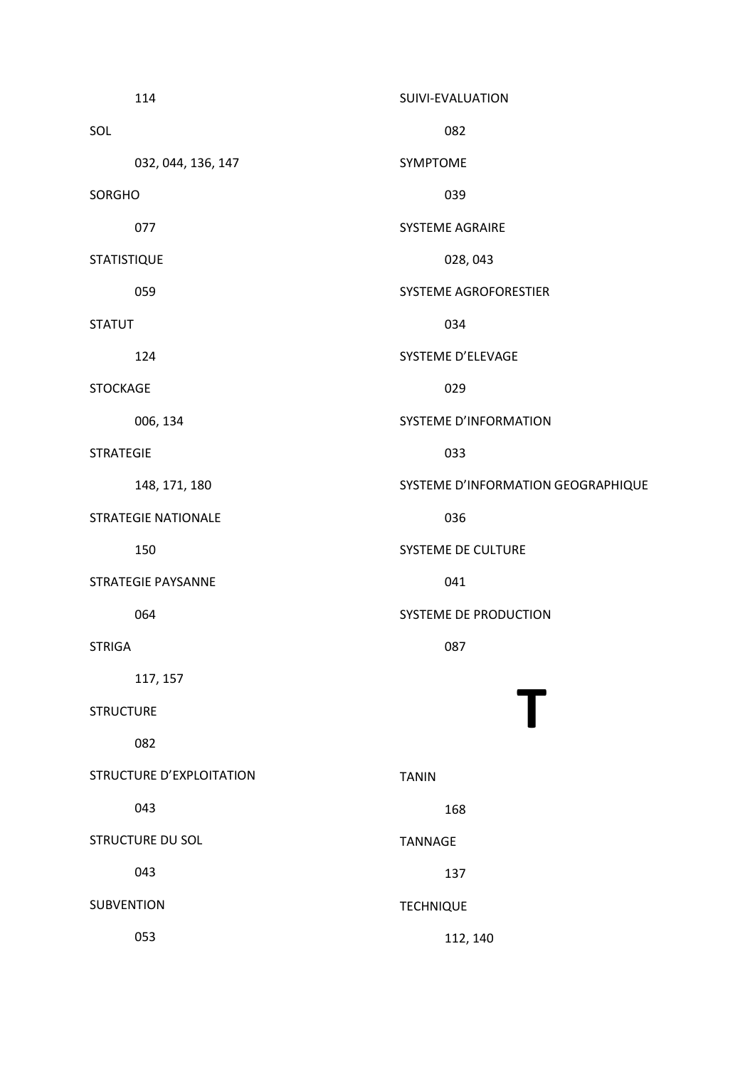114

SOL

032, 044, 136, 147

SORGHO

077

STATISTIQUE

059

STATUT

124

STOCKAGE

006, 134

STRATEGIE

148, 171, 180

STRATEGIE NATIONALE

150

STRATEGIE PAYSANNE

064

STRIGA

117, 157

STRUCTURE

082

STRUCTURE D'EXPLOITATION

043

STRUCTURE DU SOL

043

SUBVENTION

053

SUIVI-EVALUATION

082

SYMPTOME

039

SYSTEME AGRAIRE

028, 043

SYSTEME AGROFORESTIER

034

SYSTEME D'ELEVAGE

029

SYSTEME D'INFORMATION

033

SYSTEME D'INFORMATION GEOGRAPHIQUE

036

SYSTEME DE CULTURE

041

SYSTEME DE PRODUCTION

087

# T

TANIN

168

TANNAGE

137

TECHNIQUE

112, 140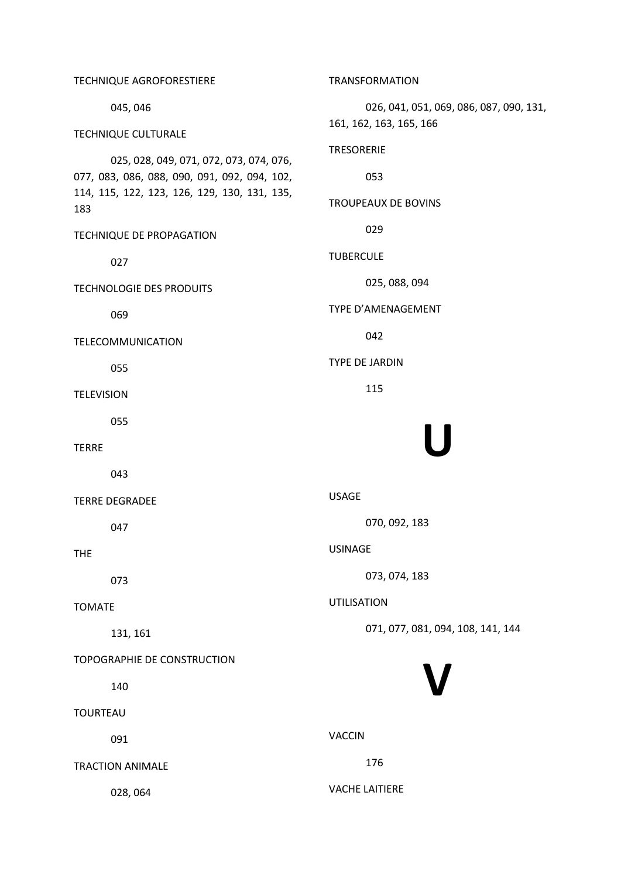TECHNIQUE AGROFORESTIERE

045, 046

TECHNIQUE CULTURALE

025, 028, 049, 071, 072, 073, 074, 076, 077, 083, 086, 088, 090, 091, 092, 094, 102, 114, 115, 122, 123, 126, 129, 130, 131, 135, 183

TECHNIQUE DE PROPAGATION

027

TECHNOLOGIE DES PRODUITS

069

TELECOMMUNICATION

055

TELEVISION

055

TERRE

043

TERRE DEGRADEE

047

THE

073

TOMATE

131, 161

TOPOGRAPHIE DE CONSTRUCTION

140

TOURTEAU

091

TRACTION ANIMALE

028, 064

TRANSFORMATION

026, 041, 051, 069, 086, 087, 090, 131, 161, 162, 163, 165, 166

TRESORERIE

053

TROUPEAUX DE BOVINS

029

TUBERCULE

025, 088, 094

TYPE D'AMENAGEMENT

042

TYPE DE JARDIN

115

# U

USAGE

070, 092, 183

USINAGE

073, 074, 183

UTILISATION

071, 077, 081, 094, 108, 141, 144

# V

VACCIN

176

VACHE LAITIERE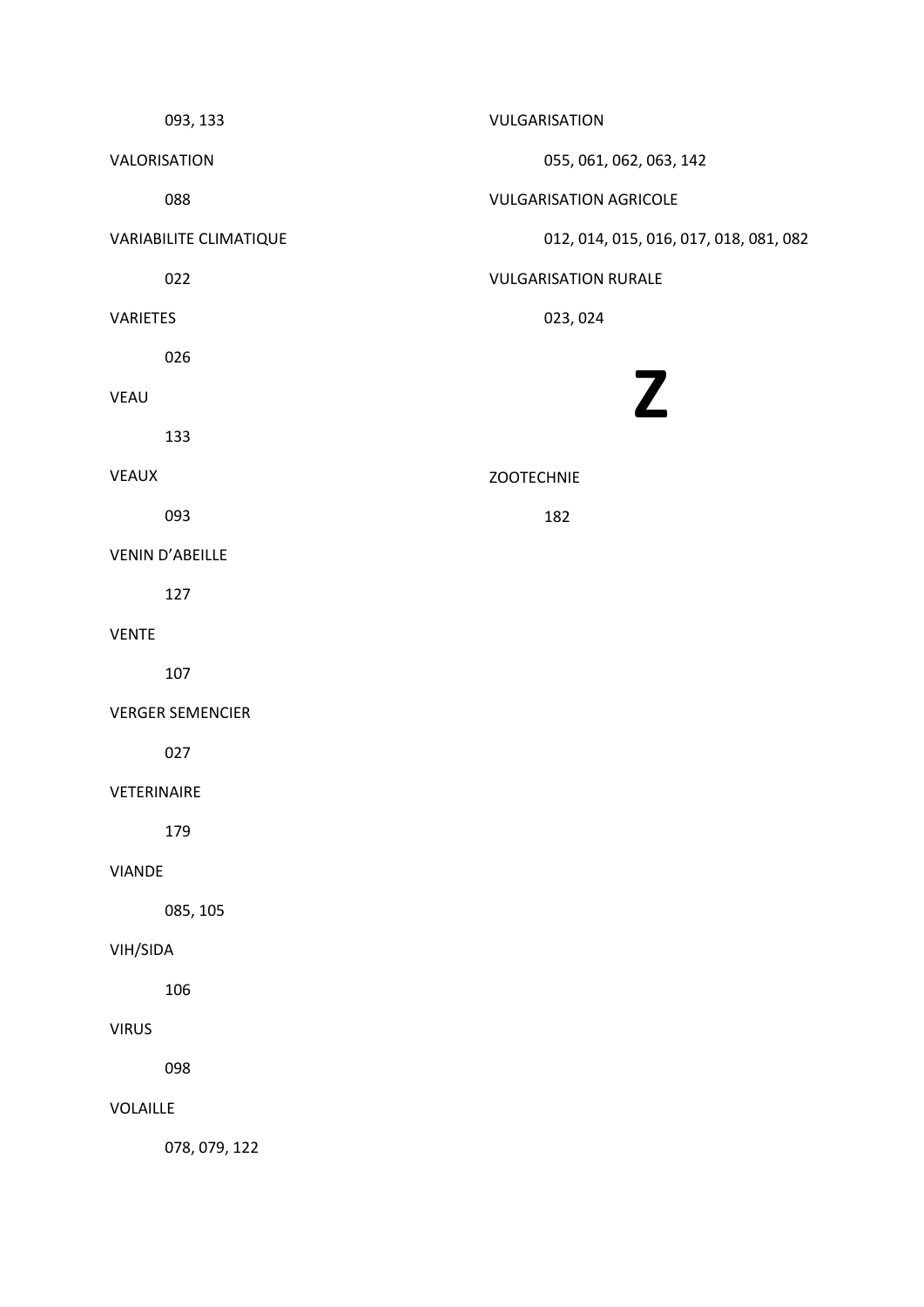093, 133

VALORISATION

088

VARIABILITE CLIMATIQUE

022

VARIETES

026

VEAU

133

VEAUX

093

VENIN D’ABEILLE

127

VENTE

107

VERGER SEMENCIER

027

VETERINAIRE

179

VIANDE

085, 105

VIH/SIDA

106

VIRUS

098

VOLAILLE

078, 079, 122

VULGARISATION

055, 061, 062, 063, 142

VULGARISATION AGRICOLE

012, 014, 015, 016, 017, 018, 081, 082

VULGARISATION RURALE

023, 024

# Z

ZOOTECHNIE

182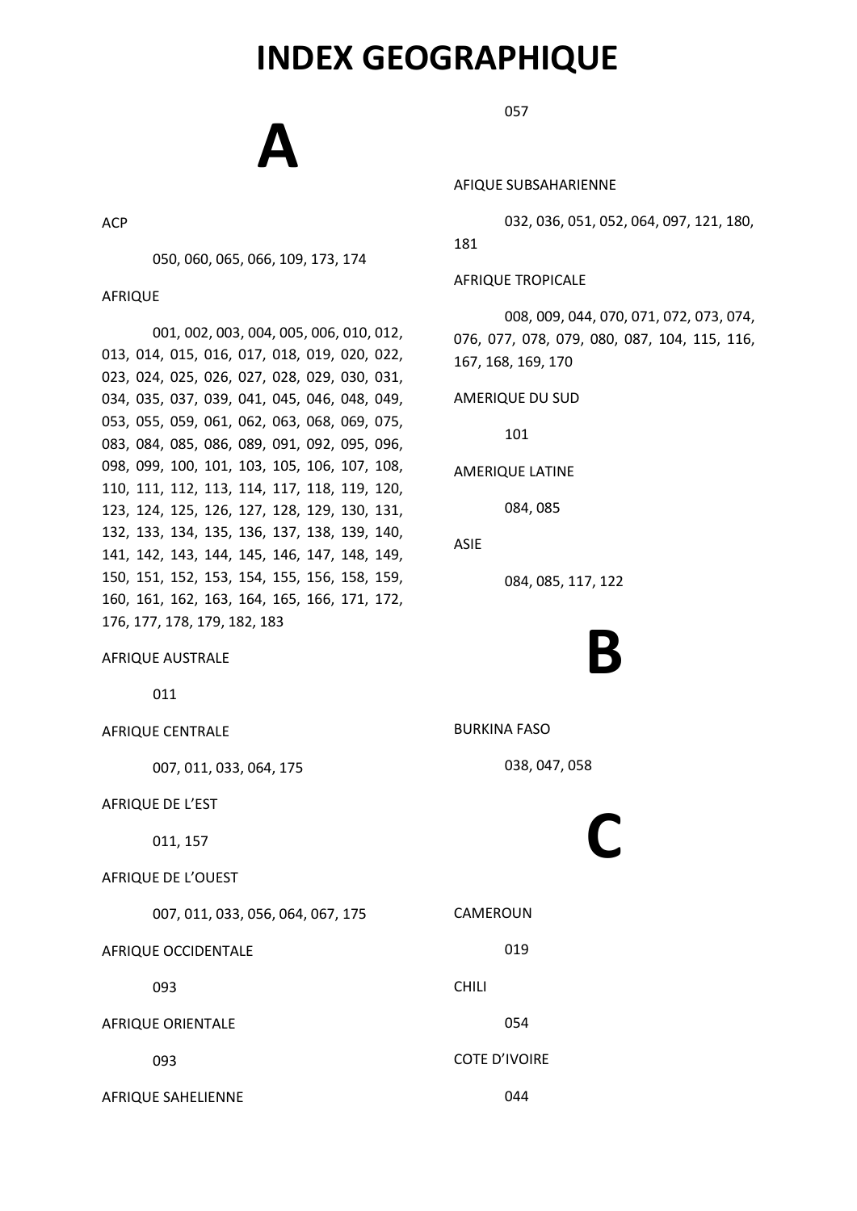# INDEX GEOGRAPHIQUE

## A

ACP

050, 060, 065, 066, 109, 173, 174

AFRIQUE

001, 002, 003, 004, 005, 006, 010, 012, 013, 014, 015, 016, 017, 018, 019, 020, 022, 023, 024, 025, 026, 027, 028, 029, 030, 031, 034, 035, 037, 039, 041, 045, 046, 048, 049, 053, 055, 059, 061, 062, 063, 068, 069, 075, 083, 084, 085, 086, 089, 091, 092, 095, 096, 098, 099, 100, 101, 103, 105, 106, 107, 108, 110, 111, 112, 113, 114, 117, 118, 119, 120, 123, 124, 125, 126, 127, 128, 129, 130, 131, 132, 133, 134, 135, 136, 137, 138, 139, 140, 141, 142, 143, 144, 145, 146, 147, 148, 149, 150, 151, 152, 153, 154, 155, 156, 158, 159, 160, 161, 162, 163, 164, 165, 166, 171, 172, 176, 177, 178, 179, 182, 183

AFRIQUE AUSTRALE

011

AFRIQUE CENTRALE

007, 011, 033, 064, 175

AFRIQUE DE L'EST

011, 157

AFRIQUE DE L'OUEST

007, 011, 033, 056, 064, 067, 175

AFRIQUE OCCIDENTALE

093

AFRIQUE ORIENTALE

093

AFRIQUE SAHELIENNE

057

AFIQUE SUBSAHARIENNE

032, 036, 051, 052, 064, 097, 121, 180, 181

AFRIQUE TROPICALE

008, 009, 044, 070, 071, 072, 073, 074, 076, 077, 078, 079, 080, 087, 104, 115, 116, 167, 168, 169, 170

AMERIQUE DU SUD

101

AMERIQUE LATINE

084, 085

ASIE

084, 085, 117, 122

## B

BURKINA FASO

038, 047, 058

## C

CAMEROUN

019

CHILI

054

COTE D'IVOIRE

044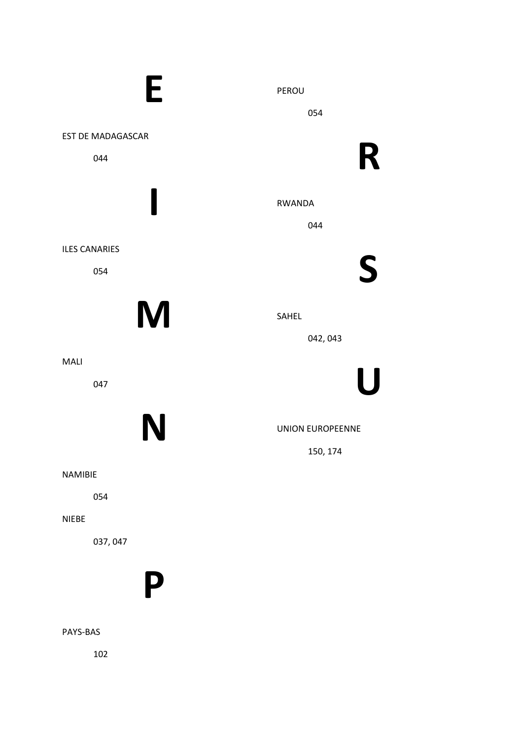## E

EST DE MADAGASCAR

044

## I

ILES CANARIES

054

## M

MALI

047

## N

NAMIBIE

054

NIEBE

037, 047

## P

PAYS-BAS

102

PEROU

054

## R

RWANDA

044

## S

SAHEL

042, 043

## U

UNION EUROPEENNE

150, 174